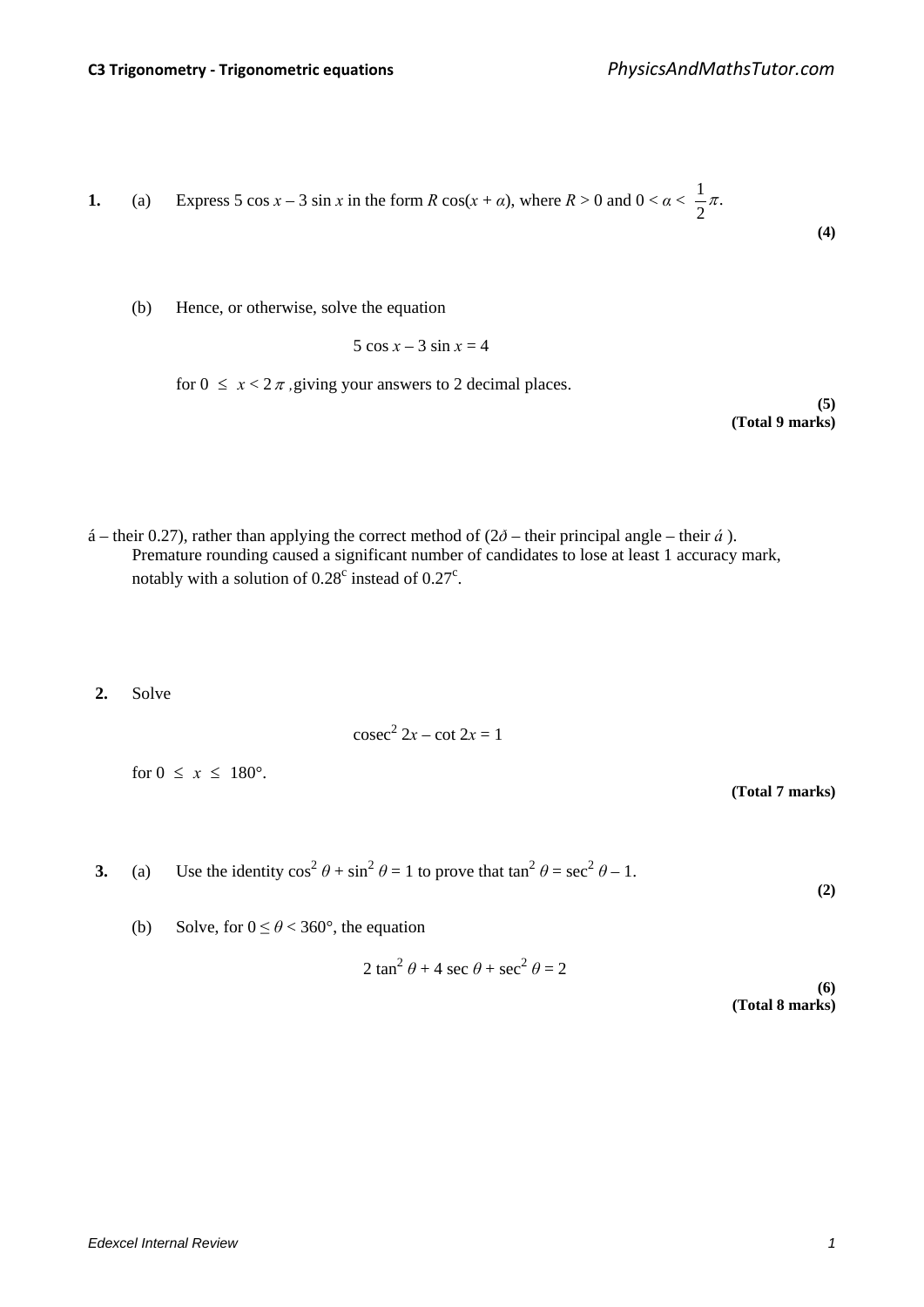**1.** (a) Express 5 cos $x$ – 3 sin $x$ in the form $R$ cos($x$ + $\alpha$), where $R > 0$ and $0 < \alpha < \frac{1}{2}\pi$.

**(4)**

(b) Hence, or otherwise, solve the equation

$$5 \cos x - 3 \sin x = 4$$

for $0 \leq x < 2\pi$, giving your answers to 2 decimal places.

**(5)**
**(Total 9 marks)**

á – their 0.27), rather than applying the correct method of (2ð – their principal angle – their á ). Premature rounding caused a significant number of candidates to lose at least 1 accuracy mark, notably with a solution of $0.28^c$ instead of $0.27^c$.

**2.** Solve

$$\text{cosec}^2\, 2x - \cot 2x = 1$$

for $0 \leq x \leq 180°$.

**(Total 7 marks)**

**3.** (a) Use the identity $\cos^2 \theta + \sin^2 \theta = 1$ to prove that $\tan^2 \theta = \sec^2 \theta - 1$.

**(2)**

(b) Solve, for $0 \leq \theta < 360°$, the equation

$$2 \tan^2 \theta + 4 \sec \theta + \sec^2 \theta = 2$$

**(6)**
**(Total 8 marks)**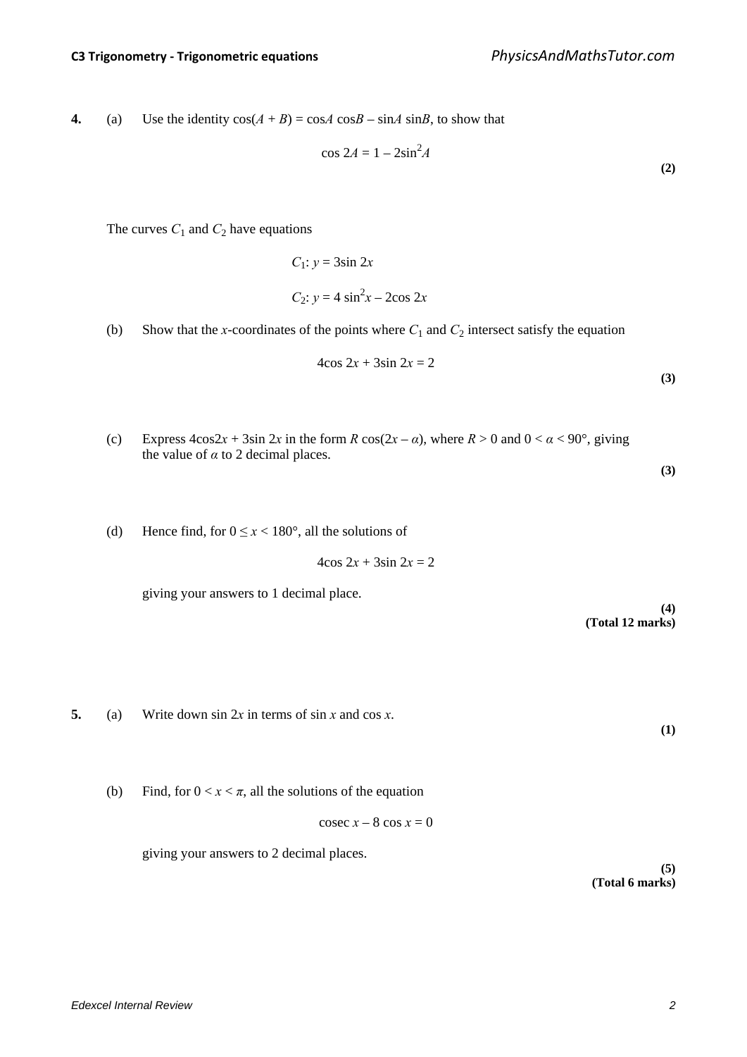**4.** (a) Use the identity $\cos(A + B) = \cos A \cos B - \sin A \sin B$, to show that

$$\cos 2A = 1 - 2\sin^2 A$$

**(2)**

The curves $C_1$ and $C_2$ have equations

$$C_1: y = 3\sin 2x$$

$$C_2: y = 4\sin^2 x - 2\cos 2x$$

(b) Show that the $x$-coordinates of the points where $C_1$ and $C_2$ intersect satisfy the equation

$$4\cos 2x + 3\sin 2x = 2$$

**(3)**

(c) Express $4\cos 2x + 3\sin 2x$ in the form $R\cos(2x - \alpha)$, where $R > 0$ and $0 < \alpha < 90°$, giving the value of $\alpha$ to 2 decimal places.

**(3)**

(d) Hence find, for $0 \leq x < 180°$, all the solutions of

$$4\cos 2x + 3\sin 2x = 2$$

giving your answers to 1 decimal place.

**(4)**
**(Total 12 marks)**

**5.** (a) Write down $\sin 2x$ in terms of $\sin x$ and $\cos x$.

**(1)**

(b) Find, for $0 < x < \pi$, all the solutions of the equation

$$\operatorname{cosec} x - 8\cos x = 0$$

giving your answers to 2 decimal places.

**(5)**
**(Total 6 marks)**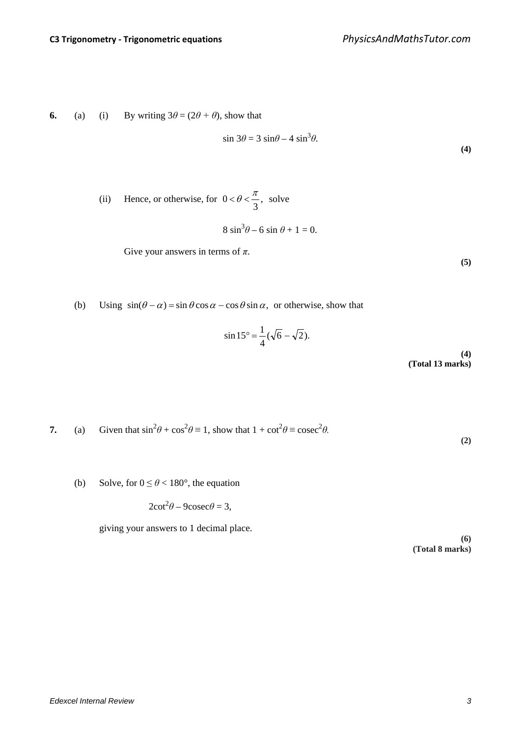**6.** (a) (i) By writing $3\theta = (2\theta + \theta)$, show that

$$\sin 3\theta = 3 \sin\theta - 4 \sin^3\theta.$$

**(4)**

(ii) Hence, or otherwise, for $0 < \theta < \frac{\pi}{3}$, solve

$$8 \sin^3\theta - 6 \sin \theta + 1 = 0.$$

Give your answers in terms of $\pi$.

**(5)**

(b) Using $\sin(\theta - \alpha) = \sin\theta\cos\alpha - \cos\theta\sin\alpha$, or otherwise, show that

$$\sin 15° = \frac{1}{4}(\sqrt{6} - \sqrt{2}).$$

**(4)**
**(Total 13 marks)**

**7.** (a) Given that $\sin^2\theta + \cos^2\theta \equiv 1$, show that $1 + \cot^2\theta \equiv \text{cosec}^2\theta$.

**(2)**

(b) Solve, for $0 \leq \theta < 180°$, the equation

$$2\cot^2\theta - 9\text{cosec}\theta = 3,$$

giving your answers to 1 decimal place.

**(6)**
**(Total 8 marks)**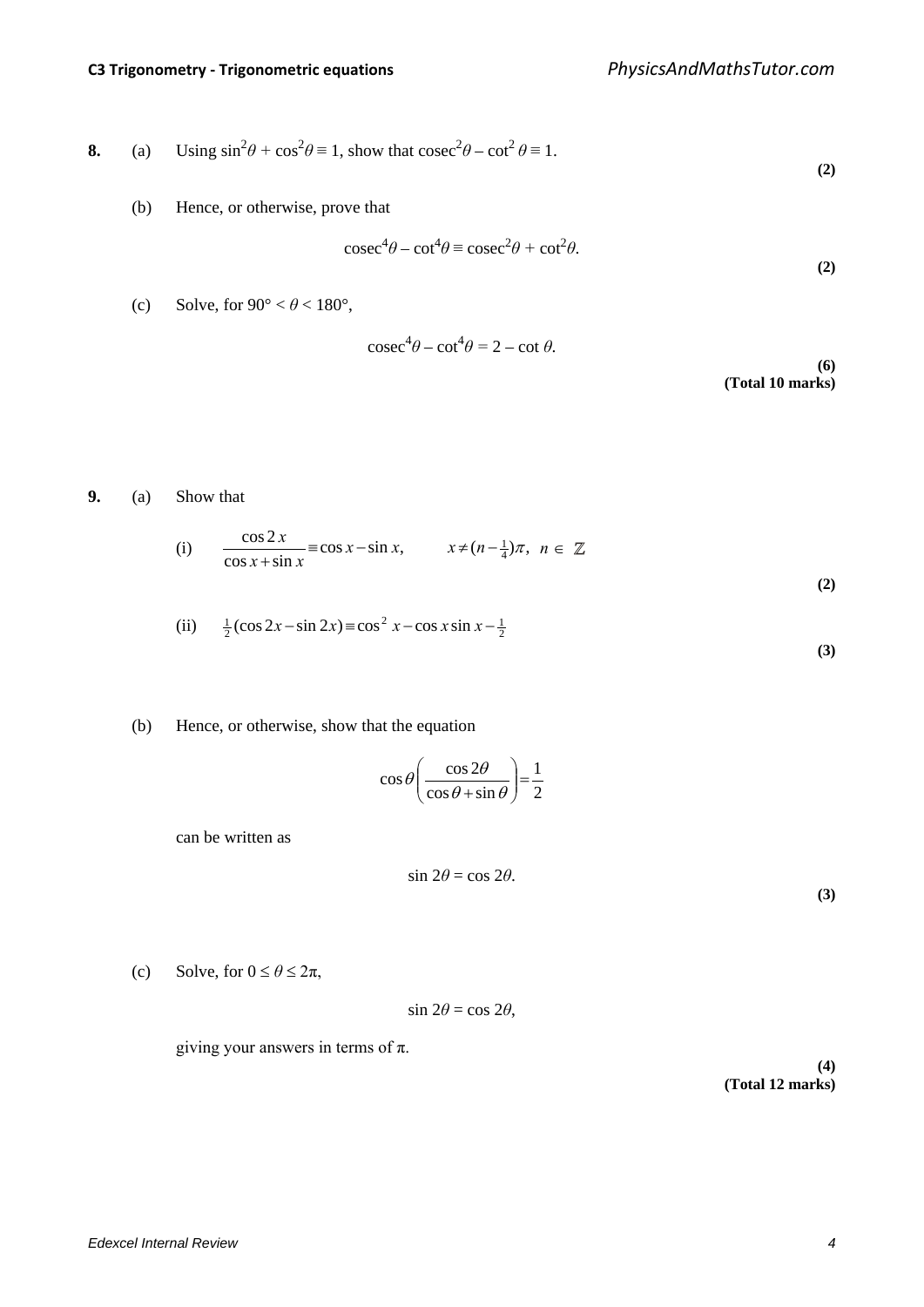**8.** (a) Using $\sin^2\theta + \cos^2\theta \equiv 1$, show that $\text{cosec}^2\theta - \cot^2\theta \equiv 1$.

**(2)**

(b) Hence, or otherwise, prove that

$$\text{cosec}^4\theta - \cot^4\theta \equiv \text{cosec}^2\theta + \cot^2\theta.$$

**(2)**

(c) Solve, for $90° < \theta < 180°$,

$$\text{cosec}^4\theta - \cot^4\theta = 2 - \cot\theta.$$

**(6)**
**(Total 10 marks)**

**9.** (a) Show that

(i) $\dfrac{\cos 2x}{\cos x + \sin x} \equiv \cos x - \sin x, \qquad x \neq (n - \frac{1}{4})\pi, \ n \in \mathbb{Z}$

**(2)**

(ii) $\frac{1}{2}(\cos 2x - \sin 2x) \equiv \cos^2 x - \cos x \sin x - \frac{1}{2}$

**(3)**

(b) Hence, or otherwise, show that the equation

$$\cos\theta\left(\frac{\cos 2\theta}{\cos\theta + \sin\theta}\right) = \frac{1}{2}$$

can be written as

$$\sin 2\theta = \cos 2\theta.$$

**(3)**

(c) Solve, for $0 \leq \theta \leq 2\pi$,

$$\sin 2\theta = \cos 2\theta,$$

giving your answers in terms of $\pi$.

**(4)**
**(Total 12 marks)**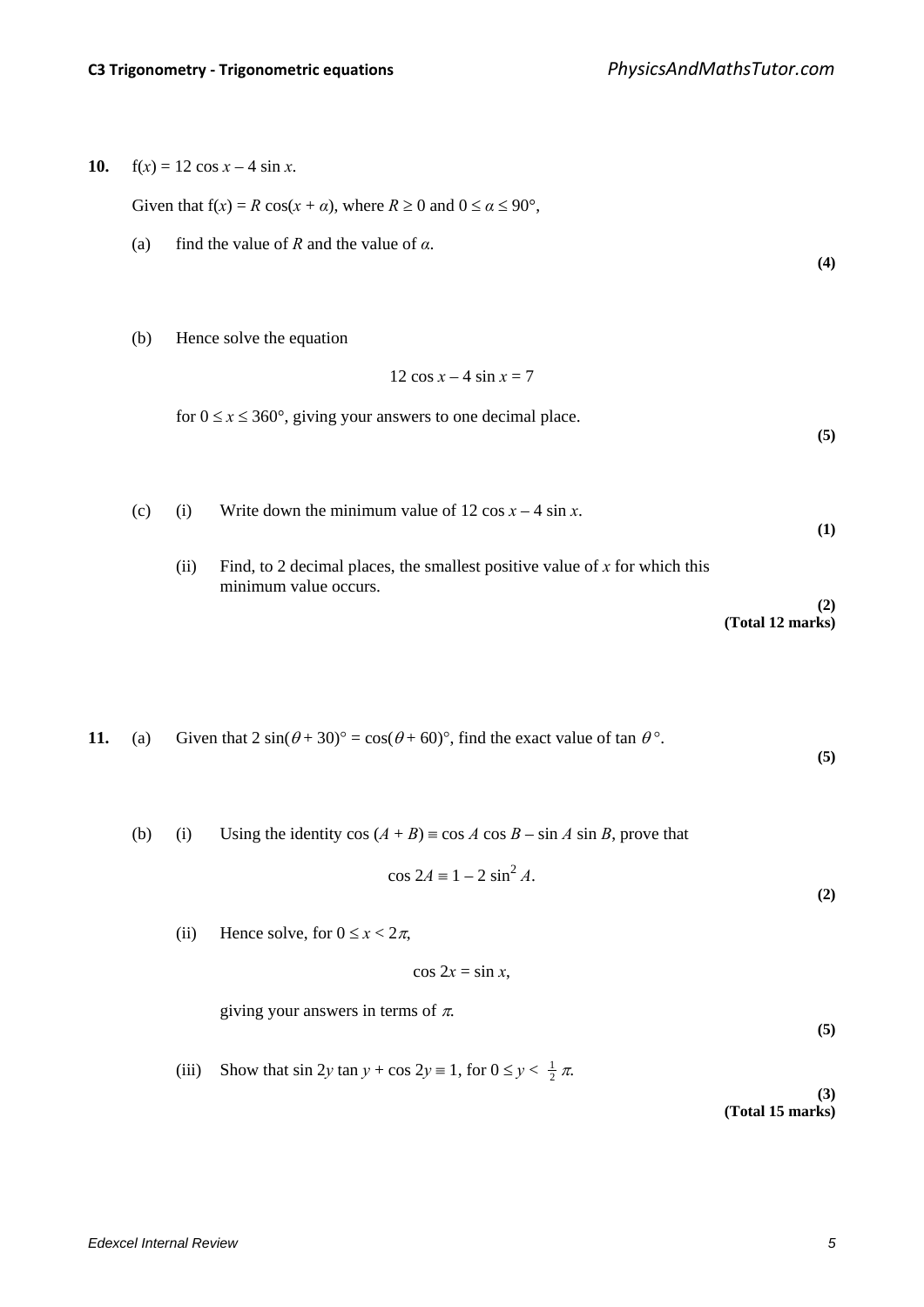**10.** $f(x) = 12 \cos x - 4 \sin x$.

Given that $f(x) = R \cos(x + \alpha)$, where $R \geq 0$ and $0 \leq \alpha \leq 90°$,

(a) find the value of $R$ and the value of $\alpha$.

**(4)**

(b) Hence solve the equation

$$12 \cos x - 4 \sin x = 7$$

for $0 \leq x \leq 360°$, giving your answers to one decimal place.

**(5)**

(c) (i) Write down the minimum value of $12 \cos x - 4 \sin x$.

**(1)**

(ii) Find, to 2 decimal places, the smallest positive value of $x$ for which this minimum value occurs.

**(2)**

**(Total 12 marks)**

**11.** (a) Given that $2 \sin(\theta + 30)° = \cos(\theta + 60)°$, find the exact value of $\tan \theta°$.

**(5)**

(b) (i) Using the identity $\cos (A + B) \equiv \cos A \cos B - \sin A \sin B$, prove that

$$\cos 2A \equiv 1 - 2 \sin^2 A.$$

**(2)**

(ii) Hence solve, for $0 \leq x < 2\pi$,

$$\cos 2x = \sin x,$$

giving your answers in terms of $\pi$.

**(5)**

(iii) Show that $\sin 2y \tan y + \cos 2y \equiv 1$, for $0 \leq y < \frac{1}{2}\pi$.

**(3)**

**(Total 15 marks)**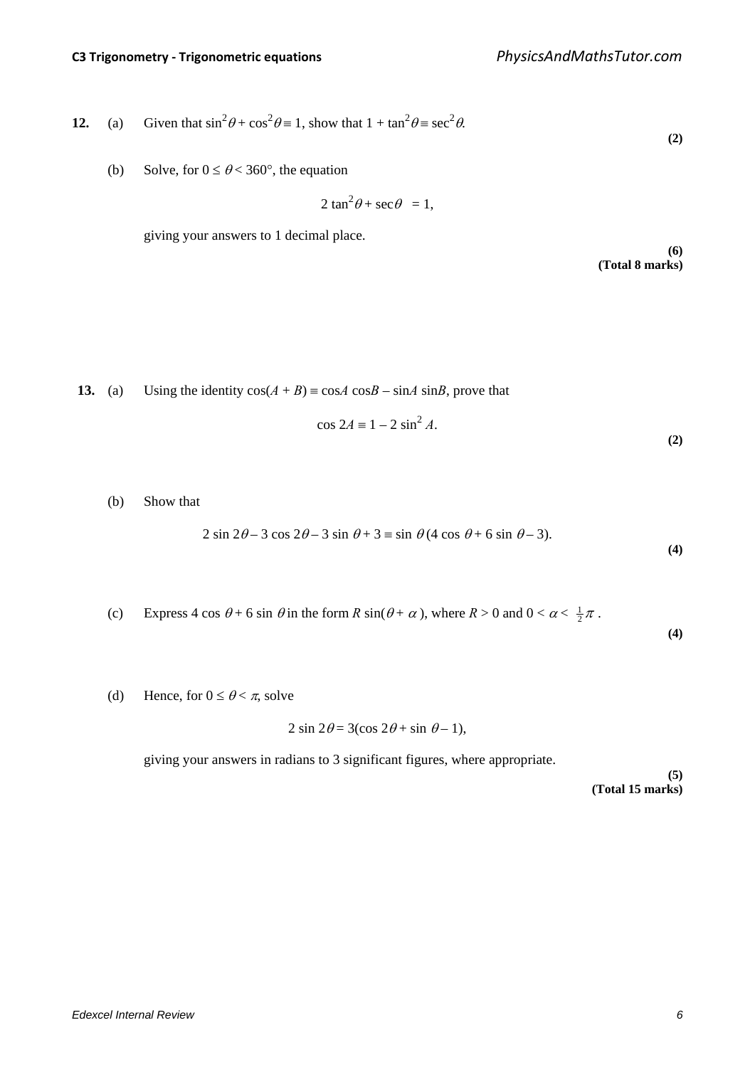**12.** (a) Given that $\sin^2\theta + \cos^2\theta \equiv 1$, show that $1 + \tan^2\theta \equiv \sec^2\theta$.

**(2)**

(b) Solve, for $0 \le \theta < 360°$, the equation

$$2\tan^2\theta + \sec\theta = 1,$$

giving your answers to 1 decimal place.

**(6)**
**(Total 8 marks)**

**13.** (a) Using the identity $\cos(A + B) \equiv \cos A \cos B - \sin A \sin B$, prove that

$$\cos 2A \equiv 1 - 2\sin^2 A.$$

**(2)**

(b) Show that

$$2\sin 2\theta - 3\cos 2\theta - 3\sin\theta + 3 \equiv \sin\theta(4\cos\theta + 6\sin\theta - 3).$$

**(4)**

(c) Express $4\cos\theta + 6\sin\theta$ in the form $R\sin(\theta + \alpha)$, where $R > 0$ and $0 < \alpha < \frac{1}{2}\pi$.

**(4)**

(d) Hence, for $0 \le \theta < \pi$, solve

$$2\sin 2\theta = 3(\cos 2\theta + \sin\theta - 1),$$

giving your answers in radians to 3 significant figures, where appropriate.

**(5)**
**(Total 15 marks)**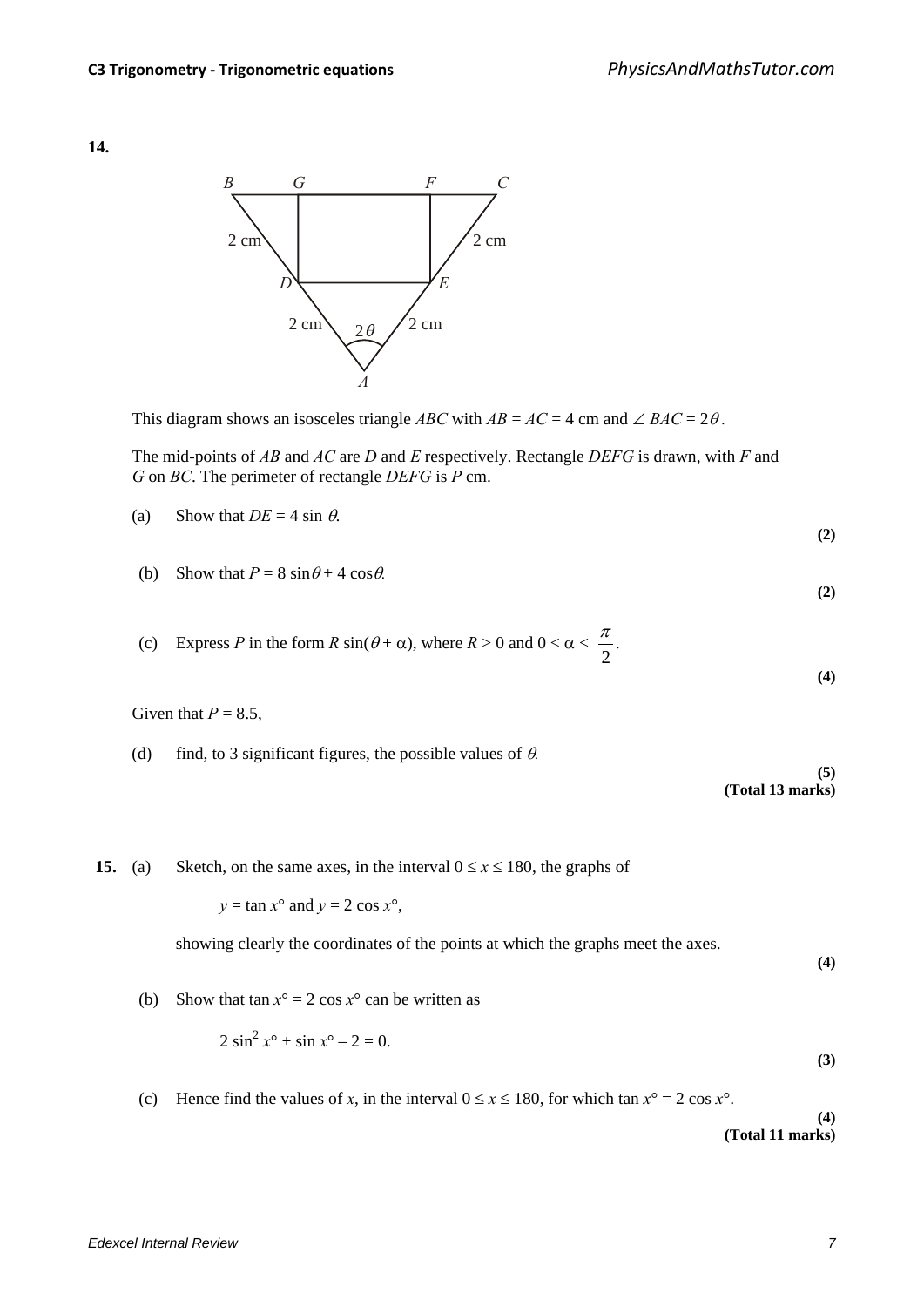**14.**

This diagram shows an isosceles triangle $ABC$ with $AB = AC = 4$ cm and $\angle BAC = 2\theta$.

The mid-points of $AB$ and $AC$ are $D$ and $E$ respectively. Rectangle $DEFG$ is drawn, with $F$ and $G$ on $BC$. The perimeter of rectangle $DEFG$ is $P$ cm.

(a) Show that $DE = 4 \sin \theta$.
**(2)**

(b) Show that $P = 8 \sin\theta + 4 \cos\theta$.
**(2)**

(c) Express $P$ in the form $R \sin(\theta + \alpha)$, where $R > 0$ and $0 < \alpha < \frac{\pi}{2}$.
**(4)**

Given that $P = 8.5$,

(d) find, to 3 significant figures, the possible values of $\theta$.
**(5)**
**(Total 13 marks)**

**15.** (a) Sketch, on the same axes, in the interval $0 \le x \le 180$, the graphs of

$y = \tan x°$ and $y = 2 \cos x°$,

showing clearly the coordinates of the points at which the graphs meet the axes.
**(4)**

(b) Show that $\tan x° = 2 \cos x°$ can be written as

$$2 \sin^2 x° + \sin x° - 2 = 0.$$
**(3)**

(c) Hence find the values of $x$, in the interval $0 \le x \le 180$, for which $\tan x° = 2 \cos x°$.
**(4)**
**(Total 11 marks)**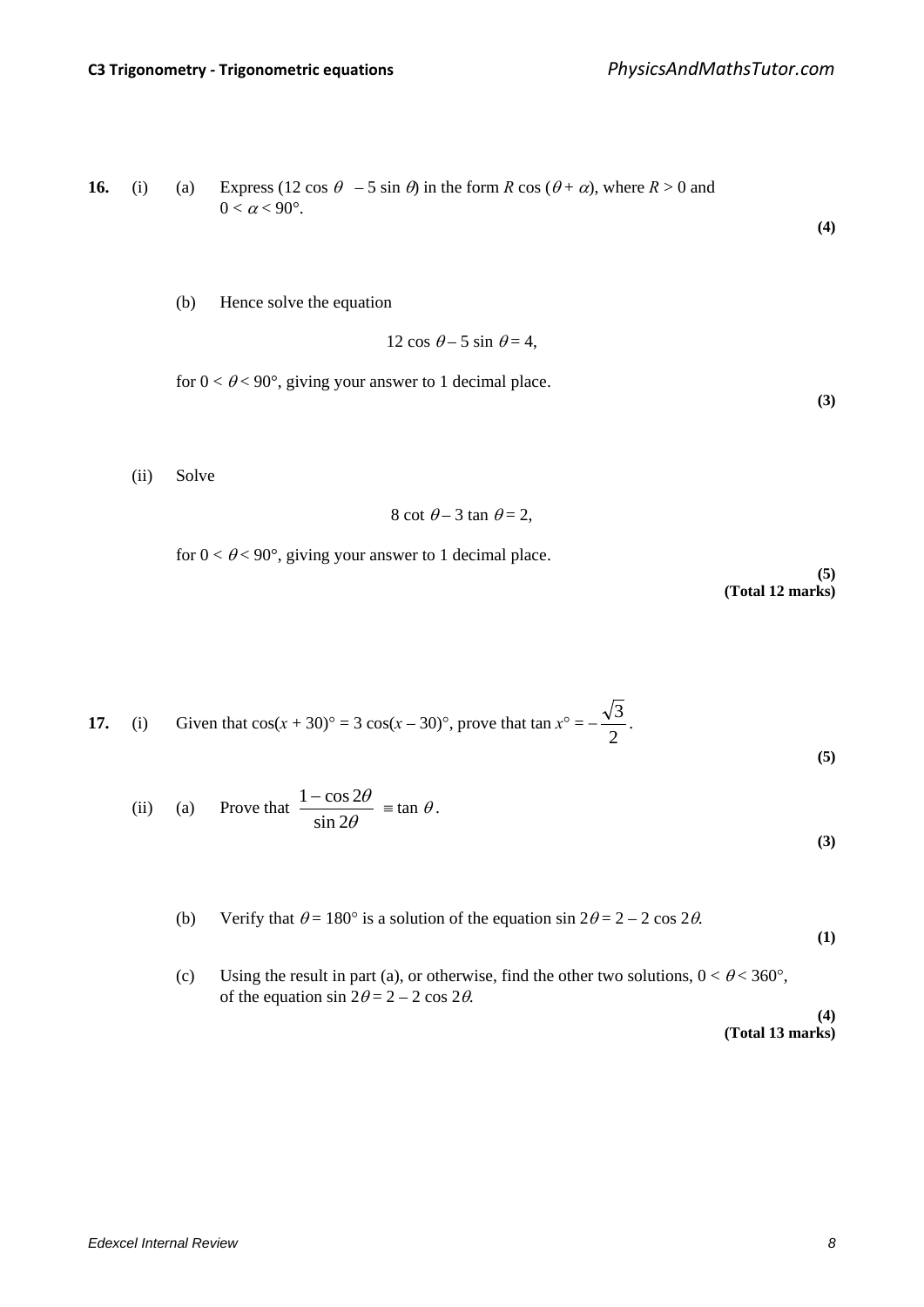**16.** (i) (a) Express ($12 \cos \theta - 5 \sin \theta$) in the form $R \cos (\theta + \alpha)$, where $R > 0$ and $0 < \alpha < 90°$.

**(4)**

(b) Hence solve the equation

$$12 \cos \theta - 5 \sin \theta = 4,$$

for $0 < \theta < 90°$, giving your answer to 1 decimal place.

**(3)**

(ii) Solve

$$8 \cot \theta - 3 \tan \theta = 2,$$

for $0 < \theta < 90°$, giving your answer to 1 decimal place.

**(5)**
**(Total 12 marks)**

**17.** (i) Given that $\cos(x + 30)° = 3 \cos(x - 30)°$, prove that $\tan x° = -\frac{\sqrt{3}}{2}$.

**(5)**

(ii) (a) Prove that $\frac{1 - \cos 2\theta}{\sin 2\theta} \equiv \tan \theta$.

**(3)**

(b) Verify that $\theta = 180°$ is a solution of the equation $\sin 2\theta = 2 - 2 \cos 2\theta$.

**(1)**

(c) Using the result in part (a), or otherwise, find the other two solutions, $0 < \theta < 360°$, of the equation $\sin 2\theta = 2 - 2 \cos 2\theta$.

**(4)**
**(Total 13 marks)**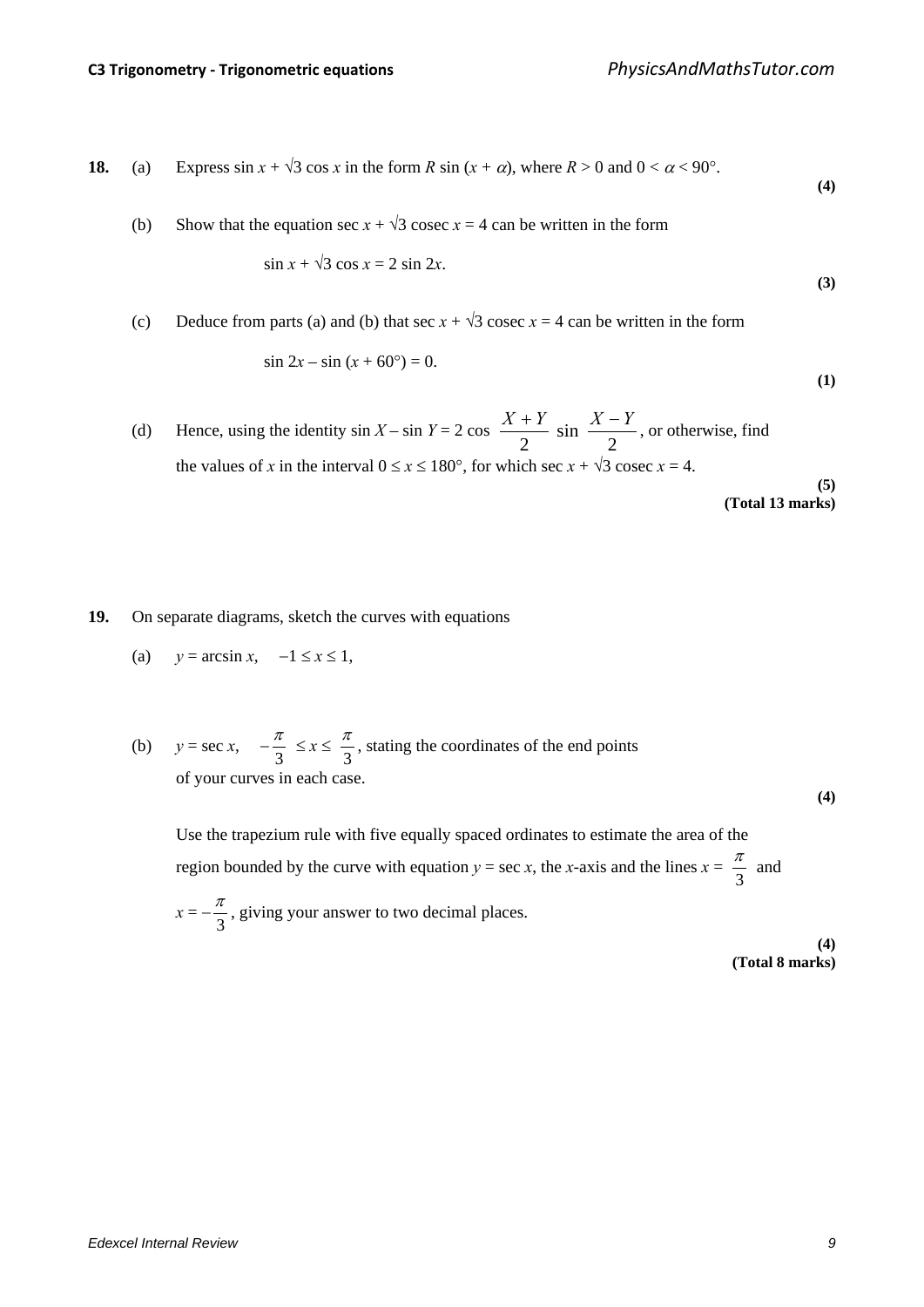**18.** (a) Express $\sin x + \sqrt{3} \cos x$ in the form $R \sin (x + \alpha)$, where $R > 0$ and $0 < \alpha < 90°$.

**(4)**

(b) Show that the equation $\sec x + \sqrt{3} \operatorname{cosec} x = 4$ can be written in the form

$$\sin x + \sqrt{3} \cos x = 2 \sin 2x.$$

**(3)**

(c) Deduce from parts (a) and (b) that $\sec x + \sqrt{3} \operatorname{cosec} x = 4$ can be written in the form

$$\sin 2x - \sin (x + 60°) = 0.$$

**(1)**

(d) Hence, using the identity $\sin X - \sin Y = 2 \cos \frac{X+Y}{2} \sin \frac{X-Y}{2}$, or otherwise, find the values of $x$ in the interval $0 \le x \le 180°$, for which $\sec x + \sqrt{3} \operatorname{cosec} x = 4$.

**(5)**
**(Total 13 marks)**

**19.** On separate diagrams, sketch the curves with equations

(a) $y = \arcsin x, \quad -1 \le x \le 1,$

(b) $y = \sec x, \quad -\frac{\pi}{3} \le x \le \frac{\pi}{3}$, stating the coordinates of the end points of your curves in each case.

**(4)**

Use the trapezium rule with five equally spaced ordinates to estimate the area of the region bounded by the curve with equation $y = \sec x$, the $x$-axis and the lines $x = \frac{\pi}{3}$ and $x = -\frac{\pi}{3}$, giving your answer to two decimal places.

**(4)**
**(Total 8 marks)**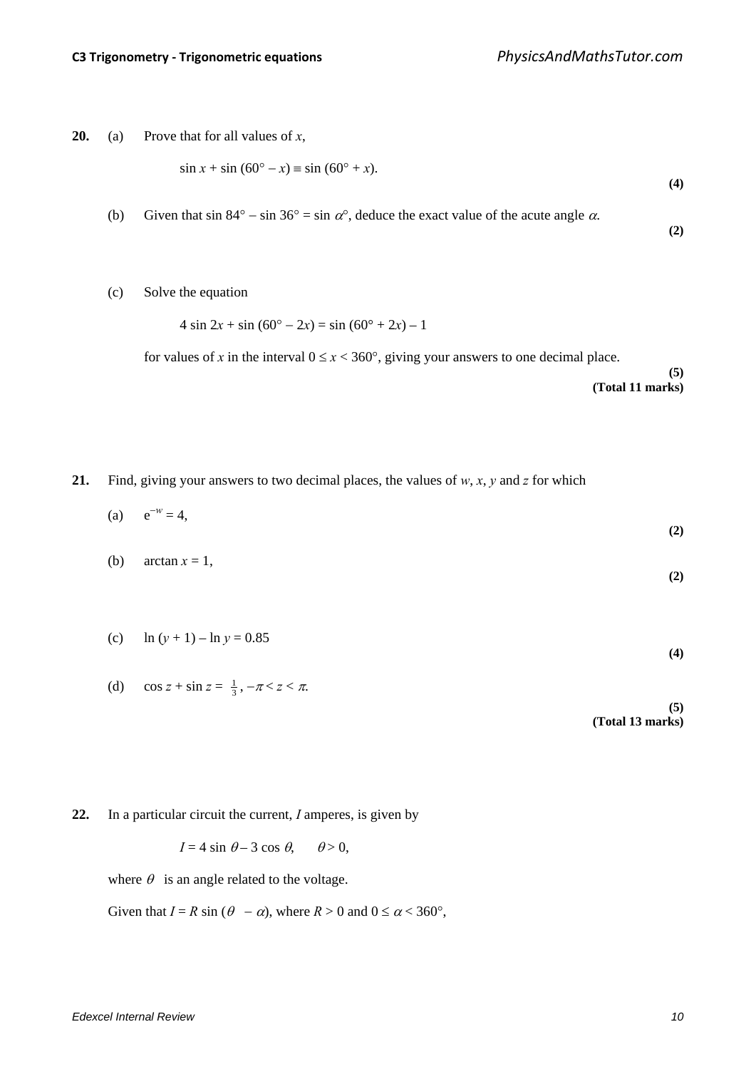**20.** (a) Prove that for all values of $x$,

$$\sin x + \sin (60° - x) \equiv \sin (60° + x).$$

**(4)**

(b) Given that $\sin 84° - \sin 36° = \sin \alpha°$, deduce the exact value of the acute angle $\alpha$.

**(2)**

(c) Solve the equation

$$4 \sin 2x + \sin (60° - 2x) = \sin (60° + 2x) - 1$$

for values of $x$ in the interval $0 \le x < 360°$, giving your answers to one decimal place.

**(5)**
**(Total 11 marks)**

**21.** Find, giving your answers to two decimal places, the values of $w$, $x$, $y$ and $z$ for which

(a) $e^{-w} = 4$,

**(2)**

(b) $\arctan x = 1$,

**(2)**

(c) $\ln (y + 1) - \ln y = 0.85$

**(4)**

(d) $\cos z + \sin z = \frac{1}{3}$, $-\pi < z < \pi$.

**(5)**
**(Total 13 marks)**

**22.** In a particular circuit the current, $I$ amperes, is given by

$$I = 4 \sin \theta - 3 \cos \theta, \quad \theta > 0,$$

where $\theta$ is an angle related to the voltage.

Given that $I = R \sin (\theta - \alpha)$, where $R > 0$ and $0 \le \alpha < 360°$,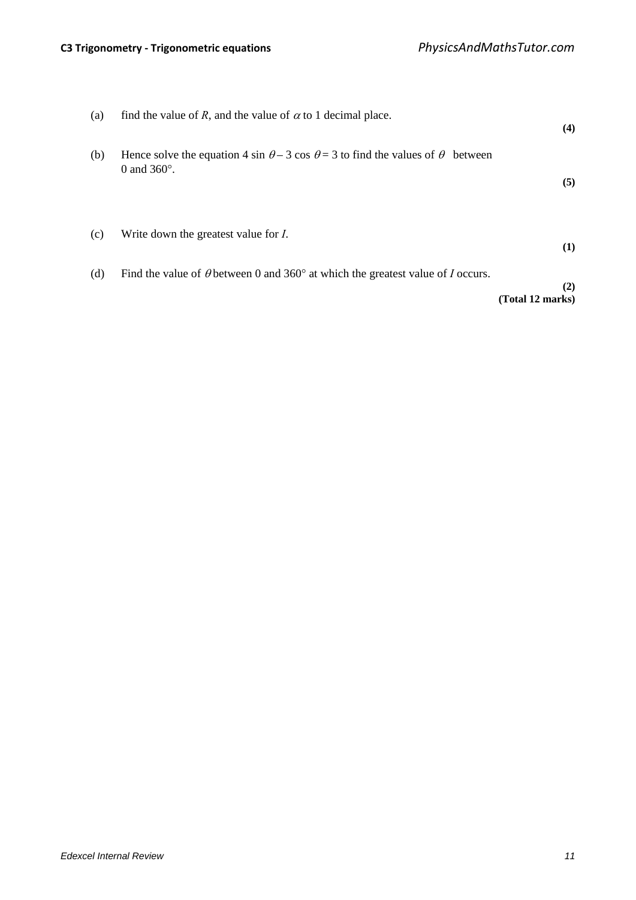(a) find the value of $R$, and the value of $\alpha$ to 1 decimal place. **(4)**

(b) Hence solve the equation $4 \sin \theta - 3 \cos \theta = 3$ to find the values of $\theta$ between 0 and 360°. **(5)**

(c) Write down the greatest value for $I$. **(1)**

(d) Find the value of $\theta$ between 0 and 360° at which the greatest value of $I$ occurs. **(2)**

**(Total 12 marks)**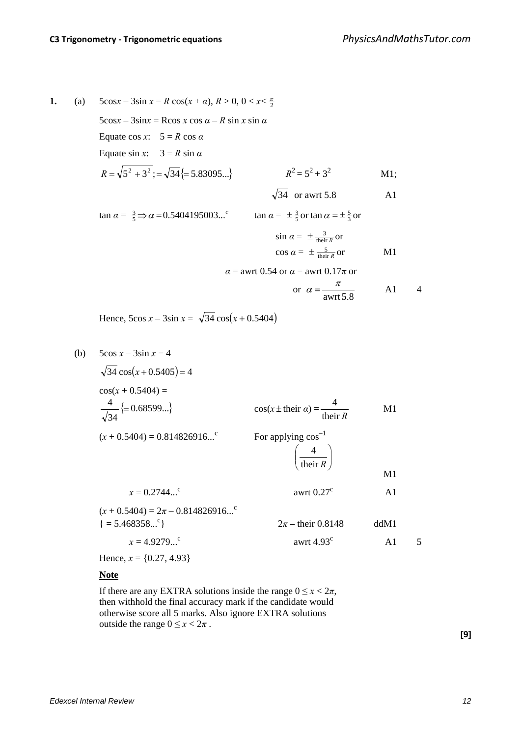**1.** (a) $5\cos x - 3\sin x = R\cos(x + \alpha)$, $R > 0$, $0 < x < \frac{\pi}{2}$

$5\cos x - 3\sin x = R\cos x \cos\alpha - R\sin x \sin\alpha$

Equate $\cos x$: $5 = R\cos\alpha$

Equate $\sin x$: $3 = R\sin\alpha$

| | | | |
|---|---|---|---|
| $R = \sqrt{5^2 + 3^2}; = \sqrt{34}\{= 5.83095...\}$ | $R^2 = 5^2 + 3^2$ | M1; | |
| | $\sqrt{34}$ or awrt 5.8 | A1 | |
| $\tan\alpha = \frac{3}{5} \Rightarrow \alpha = 0.5404195003...^c$ | $\tan\alpha = \pm\frac{3}{5}$ or $\tan\alpha = \pm\frac{5}{3}$ or $\sin\alpha = \pm\frac{3}{\text{their } R}$ or $\cos\alpha = \pm\frac{5}{\text{their } R}$ or | M1 | |
| | $\alpha$ = awrt 0.54 or $\alpha$ = awrt $0.17\pi$ or or $\alpha = \frac{\pi}{\text{awrt } 5.8}$ | A1 | 4 |

Hence, $5\cos x - 3\sin x = \sqrt{34}\cos(x + 0.5404)$

(b) $5\cos x - 3\sin x = 4$

$\sqrt{34}\cos(x + 0.5405) = 4$

| | | | |
|---|---|---|---|
| $\cos(x + 0.5404) = \frac{4}{\sqrt{34}}\{= 0.68599...\}$ | $\cos(x \pm \text{their } \alpha) = \frac{4}{\text{their } R}$ | M1 | |
| $(x + 0.5404) = 0.814826916...^c$ | For applying $\cos^{-1}\left(\frac{4}{\text{their } R}\right)$ | M1 | |
| $x = 0.2744...^c$ | awrt $0.27^c$ | A1 | |
| $(x + 0.5404) = 2\pi - 0.814826916...^c$ $\{= 5.468358...^c\}$ | $2\pi$ – their 0.8148 | ddM1 | |
| $x = 4.9279...^c$ | awrt $4.93^c$ | A1 | 5 |

Hence, $x = \{0.27, 4.93\}$

**Note**

If there are any EXTRA solutions inside the range $0 \leq x < 2\pi$, then withhold the final accuracy mark if the candidate would otherwise score all 5 marks. Also ignore EXTRA solutions outside the range $0 \leq x < 2\pi$.

**[9]**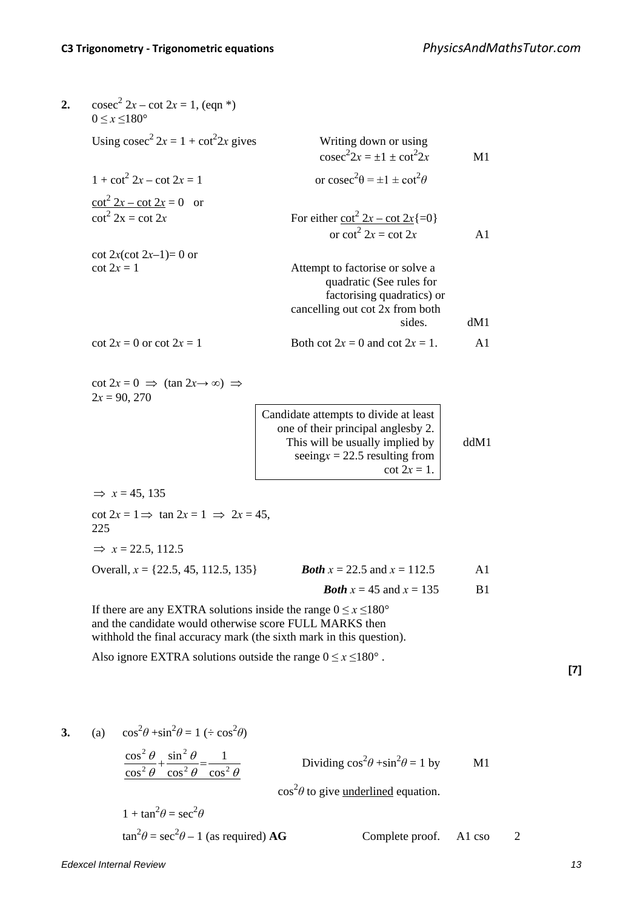**2.** $\text{cosec}^2\, 2x - \cot 2x = 1$, (eqn *)
$0 \leq x \leq 180°$

| | | |
|---|---|---|
| Using $\text{cosec}^2\, 2x = 1 + \cot^2 2x$ gives | Writing down or using $\text{cosec}^2 2x = \pm 1 \pm \cot^2 2x$ | M1 |
| $1 + \cot^2 2x - \cot 2x = 1$ | or $\text{cosec}^2\theta = \pm 1 \pm \cot^2\theta$ | |
| $\underline{\cot^2 2x - \cot 2x} = 0$ or $\cot^2 2x = \cot 2x$ | For either $\underline{\cot^2 2x - \cot 2x}\{=0\}$ or $\cot^2 2x = \cot 2x$ | A1 |
| $\cot 2x(\cot 2x - 1) = 0$ or $\cot 2x = 1$ | Attempt to factorise or solve a quadratic (See rules for factorising quadratics) or cancelling out cot 2x from both sides. | dM1 |
| $\cot 2x = 0$ or $\cot 2x = 1$ | Both $\cot 2x = 0$ and $\cot 2x = 1$. | A1 |
| $\cot 2x = 0 \Rightarrow (\tan 2x \rightarrow \infty) \Rightarrow 2x = 90, 270$ | | |
| | Candidate attempts to divide at least one of their principal anglesby 2. This will be usually implied by seeing$x = 22.5$ resulting from $\cot 2x = 1$. | ddM1 |
| $\Rightarrow x = 45, 135$ | | |
| $\cot 2x = 1 \Rightarrow \tan 2x = 1 \Rightarrow 2x = 45, 225$ | | |
| $\Rightarrow x = 22.5, 112.5$ | | |
| Overall, $x = \{22.5, 45, 112.5, 135\}$ | ***Both*** $x = 22.5$ and $x = 112.5$ | A1 |
| | ***Both*** $x = 45$ and $x = 135$ | B1 |

If there are any EXTRA solutions inside the range $0 \leq x \leq 180°$ and the candidate would otherwise score FULL MARKS then withhold the final accuracy mark (the sixth mark in this question).

Also ignore EXTRA solutions outside the range $0 \leq x \leq 180°$ .

**[7]**

**3.** (a) $\cos^2\theta + \sin^2\theta = 1\ (\div \cos^2\theta)$

| | | | |
|---|---|---|---|
| $\underline{\dfrac{\cos^2\theta}{\cos^2\theta} + \dfrac{\sin^2\theta}{\cos^2\theta} = \dfrac{1}{\cos^2\theta}}$ | Dividing $\cos^2\theta + \sin^2\theta = 1$ by $\cos^2\theta$ to give underlined equation. | M1 | |
| $1 + \tan^2\theta = \sec^2\theta$ | | | |
| $\tan^2\theta = \sec^2\theta - 1$ (as required) **AG** | Complete proof. | A1 cso | 2 |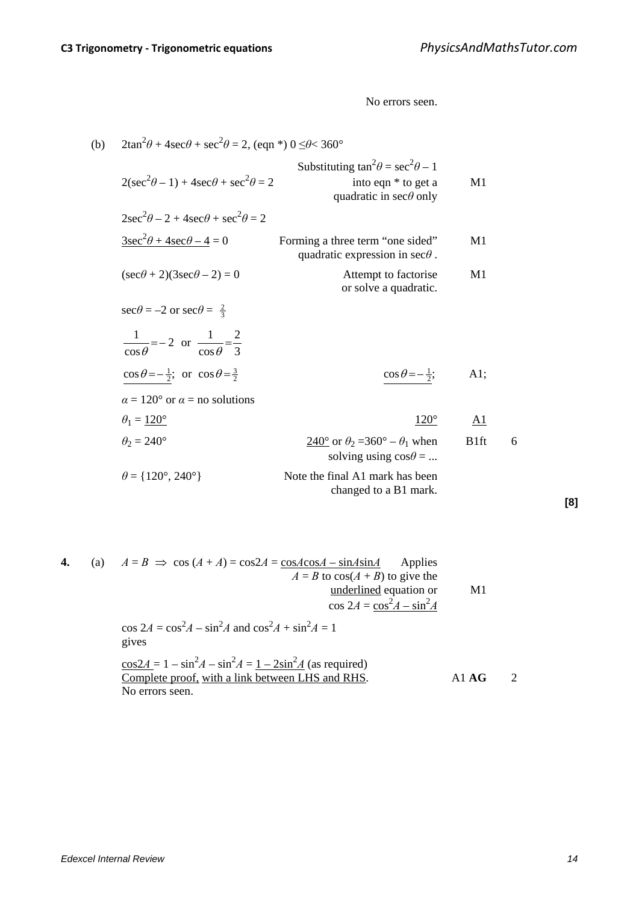No errors seen.

(b) $2\tan^2\theta + 4\sec\theta + \sec^2\theta = 2$, (eqn *) $0 \leq \theta < 360°$

| | | | |
|---|---|---|---|
| $2(\sec^2\theta - 1) + 4\sec\theta + \sec^2\theta = 2$ | Substituting $\tan^2\theta = \sec^2\theta - 1$ into eqn * to get a quadratic in $\sec\theta$ only | M1 | |
| $2\sec^2\theta - 2 + 4\sec\theta + \sec^2\theta = 2$ | | | |
| $\underline{3\sec^2\theta + 4\sec\theta - 4} = 0$ | Forming a three term "one sided" quadratic expression in $\sec\theta$. | M1 | |
| $(\sec\theta + 2)(3\sec\theta - 2) = 0$ | Attempt to factorise or solve a quadratic. | M1 | |
| $\sec\theta = -2$ or $\sec\theta = \frac{2}{3}$ | | | |
| $\frac{1}{\cos\theta} = -2$ or $\frac{1}{\cos\theta} = \frac{2}{3}$ | | | |
| $\underline{\cos\theta = -\frac{1}{2}}$; or $\cos\theta = \frac{3}{2}$ | $\underline{\cos\theta = -\frac{1}{2}}$; | A1; | |
| $\alpha = 120°$ or $\alpha$ = no solutions | | | |
| $\theta_1 = \underline{120°}$ | $\underline{120°}$ | A1 | |
| $\theta_2 = 240°$ | $\underline{240°}$ or $\theta_2 = 360° - \theta_1$ when solving using $\cos\theta = ...$ | B1ft | 6 |
| $\theta = \{120°, 240°\}$ | Note the final A1 mark has been changed to a B1 mark. | | |

**[8]**

**4.** (a) $A = B \Rightarrow \cos(A + A) = \cos 2A = \underline{\cos A\cos A - \sin A\sin A}$ — Applies $A = B$ to $\cos(A + B)$ to give the underlined equation or $\cos 2A = \underline{\cos^2 A - \sin^2 A}$ — M1

$\cos 2A = \cos^2 A - \sin^2 A$ and $\cos^2 A + \sin^2 A = 1$ gives

$\underline{\cos 2A} = 1 - \sin^2 A - \sin^2 A = \underline{1 - 2\sin^2 A}$ (as required)
Complete proof, with a link between LHS and RHS.
No errors seen. — A1 **AG** — 2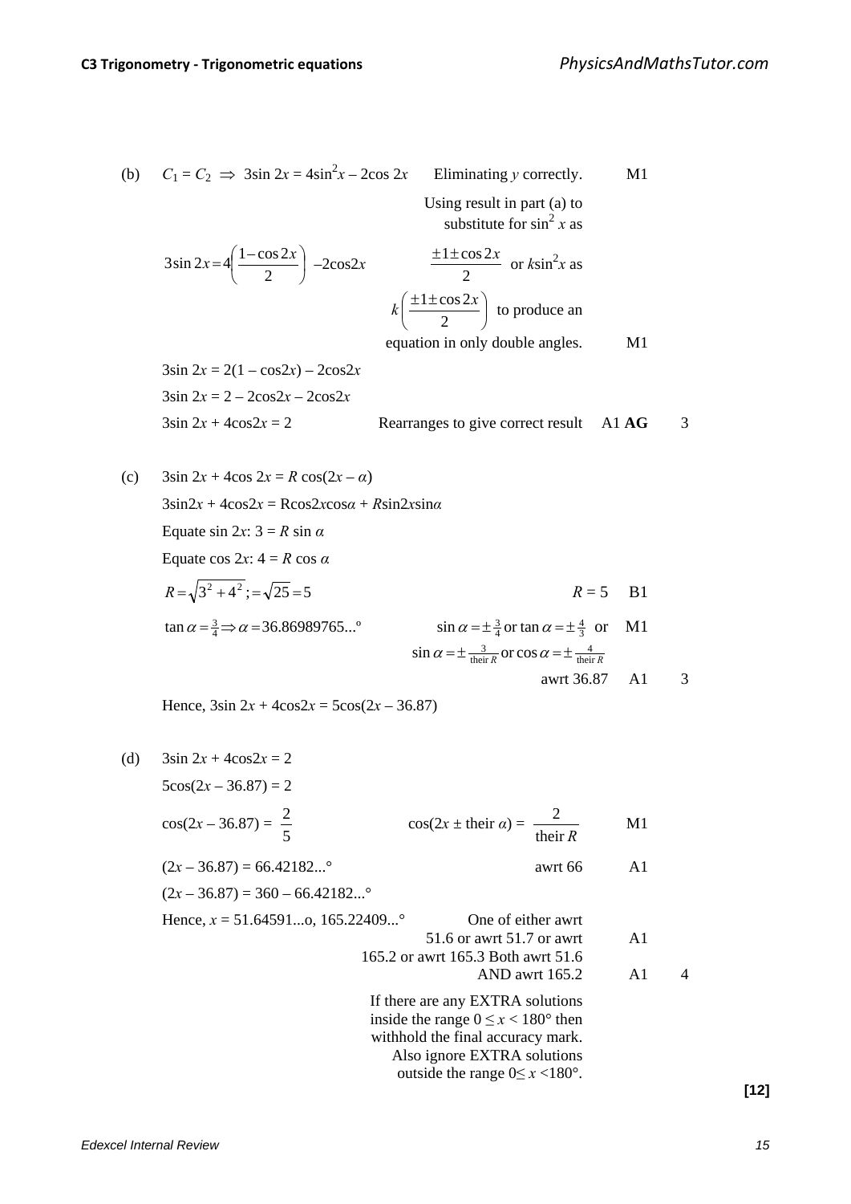(b) $C_1 = C_2 \Rightarrow 3\sin 2x = 4\sin^2 x - 2\cos 2x$ — Eliminating $y$ correctly. **M1**

$$3\sin 2x = 4\left(\frac{1-\cos 2x}{2}\right) - 2\cos 2x$$

Using result in part (a) to substitute for $\sin^2 x$ as $\dfrac{\pm 1 \pm \cos 2x}{2}$ or $k\sin^2 x$ as $k\left(\dfrac{\pm 1 \pm \cos 2x}{2}\right)$ to produce an equation in only double angles. **M1**

$3\sin 2x = 2(1 - \cos 2x) - 2\cos 2x$

$3\sin 2x = 2 - 2\cos 2x - 2\cos 2x$

$3\sin 2x + 4\cos 2x = 2$ — Rearranges to give correct result **A1 AG** — 3

(c) $3\sin 2x + 4\cos 2x = R\cos(2x - \alpha)$

$3\sin 2x + 4\cos 2x = R\cos 2x\cos\alpha + R\sin 2x\sin\alpha$

Equate $\sin 2x$: $3 = R\sin\alpha$

Equate $\cos 2x$: $4 = R\cos\alpha$

$R = \sqrt{3^2 + 4^2}; = \sqrt{25} = 5$ — $R = 5$ **B1**

$\tan\alpha = \frac{3}{4} \Rightarrow \alpha = 36.86989765...°$ — $\sin\alpha = \pm\frac{3}{4}$ or $\tan\alpha = \pm\frac{4}{3}$ or $\sin\alpha = \pm\frac{3}{\text{their } R}$ or $\cos\alpha = \pm\frac{4}{\text{their } R}$ **M1**

awrt 36.87 **A1** — 3

Hence, $3\sin 2x + 4\cos 2x = 5\cos(2x - 36.87)$

(d) $3\sin 2x + 4\cos 2x = 2$

$5\cos(2x - 36.87) = 2$

$\cos(2x - 36.87) = \dfrac{2}{5}$ — $\cos(2x \pm \text{their } \alpha) = \dfrac{2}{\text{their } R}$ **M1**

$(2x - 36.87) = 66.42182...°$ — awrt 66 **A1**

$(2x - 36.87) = 360 - 66.42182...°$

Hence, $x = 51.64591...$o, $165.22409...°$ — One of either awrt 51.6 or awrt 51.7 or awrt 165.2 or awrt 165.3 **A1**

Both awrt 51.6 AND awrt 165.2 **A1** — 4

If there are any EXTRA solutions inside the range $0 \le x < 180°$ then withhold the final accuracy mark. Also ignore EXTRA solutions outside the range $0 \le x < 180°$.

**[12]**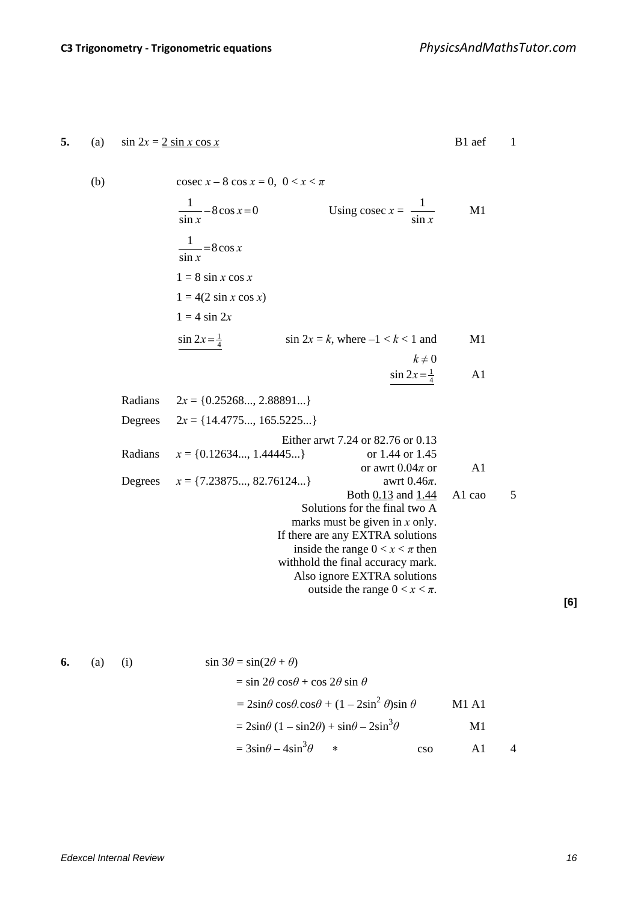**5.** (a) $\sin 2x = \underline{2 \sin x \cos x}$ B1 aef 1

(b) $\operatorname{cosec} x - 8 \cos x = 0, \; 0 < x < \pi$

| | | | |
|---|---|---|---|
| $\dfrac{1}{\sin x} - 8\cos x = 0$ | Using $\operatorname{cosec} x = \dfrac{1}{\sin x}$ | M1 | |
| $\dfrac{1}{\sin x} = 8\cos x$ | | | |
| $1 = 8 \sin x \cos x$ | | | |
| $1 = 4(2 \sin x \cos x)$ | | | |
| $1 = 4 \sin 2x$ | | | |
| $\underline{\sin 2x = \frac{1}{4}}$ | $\sin 2x = k$, where $-1 < k < 1$ and $k \neq 0$ | M1 | |
| | $\underline{\sin 2x = \frac{1}{4}}$ | A1 | |
| Radians $2x = \{0.25268..., 2.88891...\}$ | | | |
| Degrees $2x = \{14.4775..., 165.5225...\}$ | | | |
| Radians $x = \{0.12634..., 1.44445...\}$ | Either arwt 7.24 or 82.76 or 0.13 or 1.44 or 1.45 or awrt $0.04\pi$ or awrt $0.46\pi$. | A1 | |
| Degrees $x = \{7.23875..., 82.76124...\}$ | Both $\underline{0.13}$ and $\underline{1.44}$ | A1 cao | 5 |

Solutions for the final two A marks must be given in $x$ only. If there are any EXTRA solutions inside the range $0 < x < \pi$ then withhold the final accuracy mark. Also ignore EXTRA solutions outside the range $0 < x < \pi$.

**[6]**

**6.** (a) (i)

| | | | |
|---|---|---|---|
| $\sin 3\theta = \sin(2\theta + \theta)$ | | | |
| $= \sin 2\theta \cos\theta + \cos 2\theta \sin \theta$ | | | |
| $= 2\sin\theta \cos\theta . \cos\theta + (1 - 2\sin^2 \theta)\sin \theta$ | | M1 A1 | |
| $= 2\sin\theta\,(1 - \sin 2\theta) + \sin\theta - 2\sin^3\theta$ | | M1 | |
| $= 3\sin\theta - 4\sin^3\theta$ * | cso | A1 | 4 |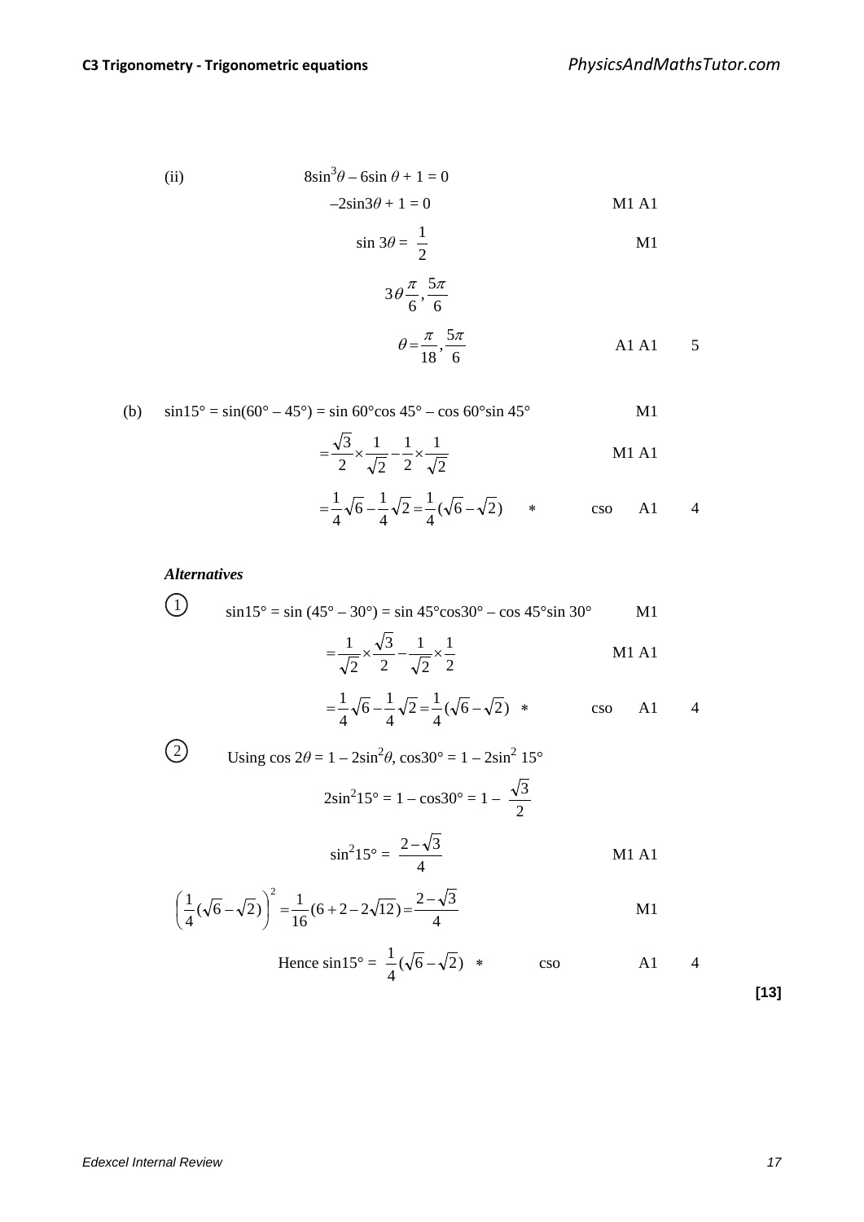(ii) $8\sin^3\theta - 6\sin\theta + 1 = 0$

$-2\sin 3\theta + 1 = 0$ M1 A1

$\sin 3\theta = \dfrac{1}{2}$ M1

$3\theta \dfrac{\pi}{6}, \dfrac{5\pi}{6}$

$\theta = \dfrac{\pi}{18}, \dfrac{5\pi}{6}$ A1 A1 5

(b) $\sin 15° = \sin(60° - 45°) = \sin 60° \cos 45° - \cos 60° \sin 45°$ M1

$= \dfrac{\sqrt{3}}{2} \times \dfrac{1}{\sqrt{2}} - \dfrac{1}{2} \times \dfrac{1}{\sqrt{2}}$ M1 A1

$= \dfrac{1}{4}\sqrt{6} - \dfrac{1}{4}\sqrt{2} = \dfrac{1}{4}(\sqrt{6} - \sqrt{2})$ * cso A1 4

***Alternatives***

① $\sin 15° = \sin(45° - 30°) = \sin 45° \cos 30° - \cos 45° \sin 30°$ M1

$= \dfrac{1}{\sqrt{2}} \times \dfrac{\sqrt{3}}{2} - \dfrac{1}{\sqrt{2}} \times \dfrac{1}{2}$ M1 A1

$= \dfrac{1}{4}\sqrt{6} - \dfrac{1}{4}\sqrt{2} = \dfrac{1}{4}(\sqrt{6} - \sqrt{2})$ * cso A1 4

② Using $\cos 2\theta = 1 - 2\sin^2\theta$, $\cos 30° = 1 - 2\sin^2 15°$

$2\sin^2 15° = 1 - \cos 30° = 1 - \dfrac{\sqrt{3}}{2}$

$\sin^2 15° = \dfrac{2 - \sqrt{3}}{4}$ M1 A1

$\left(\dfrac{1}{4}(\sqrt{6} - \sqrt{2})\right)^2 = \dfrac{1}{16}(6 + 2 - 2\sqrt{12}) = \dfrac{2 - \sqrt{3}}{4}$ M1

Hence $\sin 15° = \dfrac{1}{4}(\sqrt{6} - \sqrt{2})$ * cso A1 4

**[13]**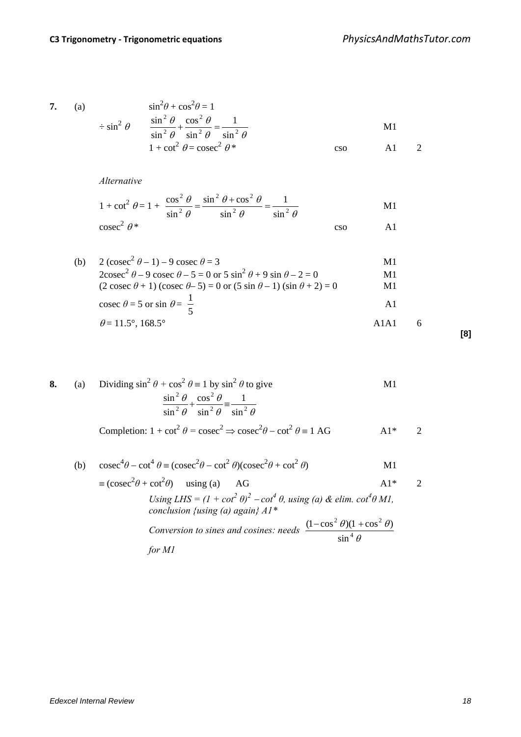**7.** (a) $\sin^2\theta + \cos^2\theta = 1$

$\div \sin^2\theta \quad \dfrac{\sin^2\theta}{\sin^2\theta} + \dfrac{\cos^2\theta}{\sin^2\theta} = \dfrac{1}{\sin^2\theta}$ M1

$1 + \cot^2\theta = \text{cosec}^2\theta$ * cso A1 2

*Alternative*

$1 + \cot^2\theta = 1 + \dfrac{\cos^2\theta}{\sin^2\theta} = \dfrac{\sin^2\theta + \cos^2\theta}{\sin^2\theta} = \dfrac{1}{\sin^2\theta}$ M1

$\text{cosec}^2\theta$ * cso A1

(b) $2(\text{cosec}^2\theta - 1) - 9\,\text{cosec}\,\theta = 3$ M1

$2\text{cosec}^2\theta - 9\,\text{cosec}\,\theta - 5 = 0$ or $5\sin^2\theta + 9\sin\theta - 2 = 0$ M1

$(2\,\text{cosec}\,\theta + 1)(\text{cosec}\,\theta - 5) = 0$ or $(5\sin\theta - 1)(\sin\theta + 2) = 0$ M1

$\text{cosec}\,\theta = 5$ or $\sin\theta = \dfrac{1}{5}$ A1

$\theta = 11.5°, 168.5°$ A1A1 6

**[8]**

**8.** (a) Dividing $\sin^2\theta + \cos^2\theta \equiv 1$ by $\sin^2\theta$ to give M1

$$\frac{\sin^2\theta}{\sin^2\theta} + \frac{\cos^2\theta}{\sin^2\theta} \equiv \frac{1}{\sin^2\theta}$$

Completion: $1 + \cot^2\theta = \text{cosec}^2 \Rightarrow \text{cosec}^2\theta - \cot^2\theta \equiv 1$ AG A1* 2

(b) $\text{cosec}^4\theta - \cot^4\theta \equiv (\text{cosec}^2\theta - \cot^2\theta)(\text{cosec}^2\theta + \cot^2\theta)$ M1

$\equiv (\text{cosec}^2\theta + \cot^2\theta)$ using (a) AG A1* 2

*Using LHS = $(1 + \cot^2\theta)^2 - \cot^4\theta$, using (a) & elim. $\cot^4\theta$ M1, conclusion {using (a) again} A1\**

*Conversion to sines and cosines: needs* $\dfrac{(1-\cos^2\theta)(1+\cos^2\theta)}{\sin^4\theta}$ *for M1*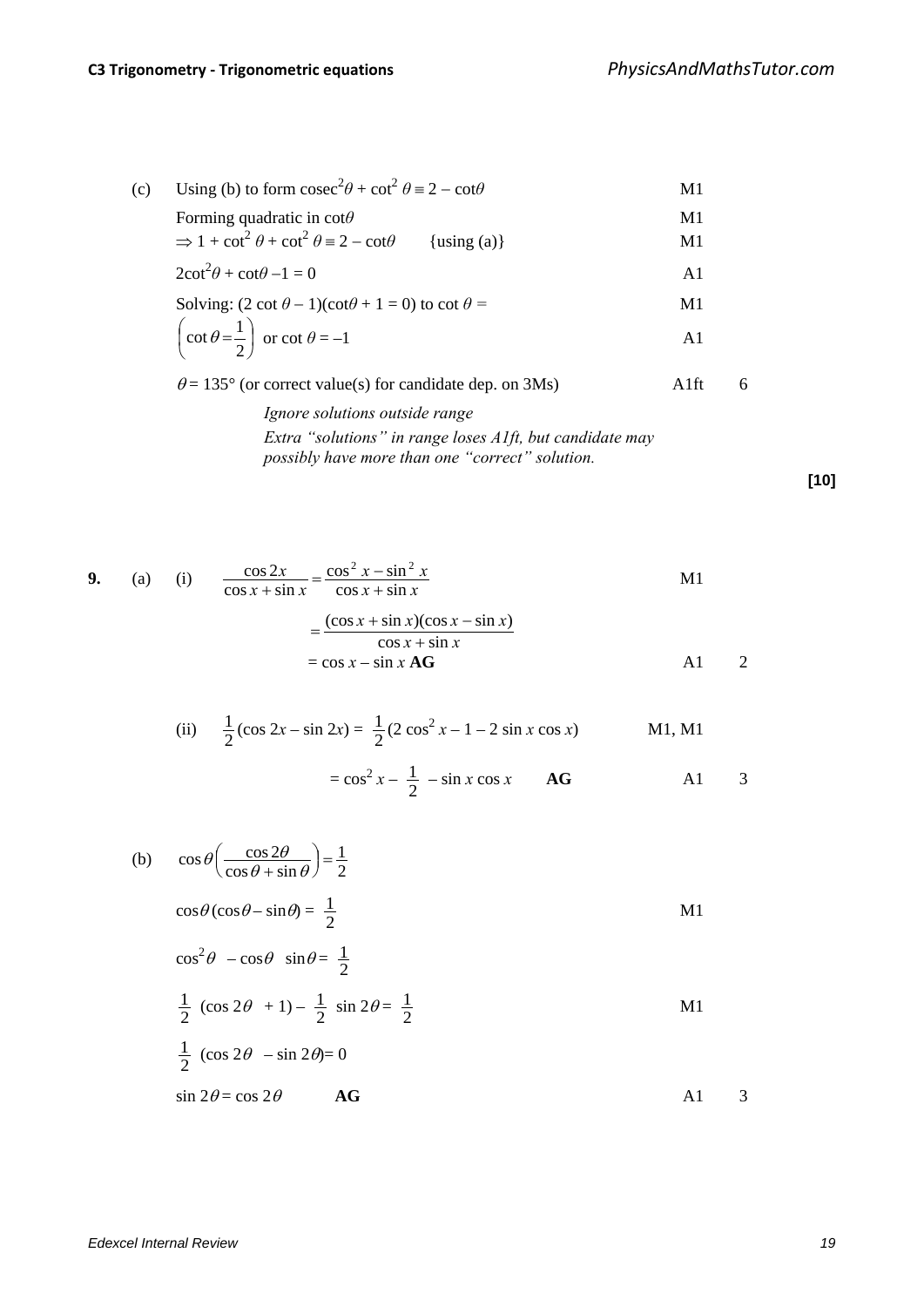(c) Using (b) to form $\text{cosec}^2\theta + \cot^2\theta \equiv 2 - \cot\theta$ M1

Forming quadratic in $\cot\theta$ M1

$\Rightarrow 1 + \cot^2\theta + \cot^2\theta \equiv 2 - \cot\theta$ {using (a)} M1

$2\cot^2\theta + \cot\theta - 1 = 0$ A1

Solving: $(2\cot\theta - 1)(\cot\theta + 1 = 0)$ to $\cot\theta =$ M1

$\left(\cot\theta = \frac{1}{2}\right)$ or $\cot\theta = -1$ A1

$\theta = 135°$ (or correct value(s) for candidate dep. on 3Ms) A1ft 6

*Ignore solutions outside range*

*Extra "solutions" in range loses A1ft, but candidate may possibly have more than one "correct" solution.*

**[10]**

**9.** (a) (i) $\frac{\cos 2x}{\cos x + \sin x} = \frac{\cos^2 x - \sin^2 x}{\cos x + \sin x}$ M1

$= \frac{(\cos x + \sin x)(\cos x - \sin x)}{\cos x + \sin x}$

$= \cos x - \sin x$ **AG** A1 2

(ii) $\frac{1}{2}(\cos 2x - \sin 2x) = \frac{1}{2}(2\cos^2 x - 1 - 2\sin x\cos x)$ M1, M1

$= \cos^2 x - \frac{1}{2} - \sin x\cos x$ **AG** A1 3

(b) $\cos\theta\left(\frac{\cos 2\theta}{\cos\theta + \sin\theta}\right) = \frac{1}{2}$

$\cos\theta(\cos\theta - \sin\theta) = \frac{1}{2}$ M1

$\cos^2\theta - \cos\theta\ \sin\theta = \frac{1}{2}$

$\frac{1}{2}(\cos 2\theta + 1) - \frac{1}{2}\sin 2\theta = \frac{1}{2}$ M1

$\frac{1}{2}(\cos 2\theta - \sin 2\theta) = 0$

$\sin 2\theta = \cos 2\theta$ **AG** A1 3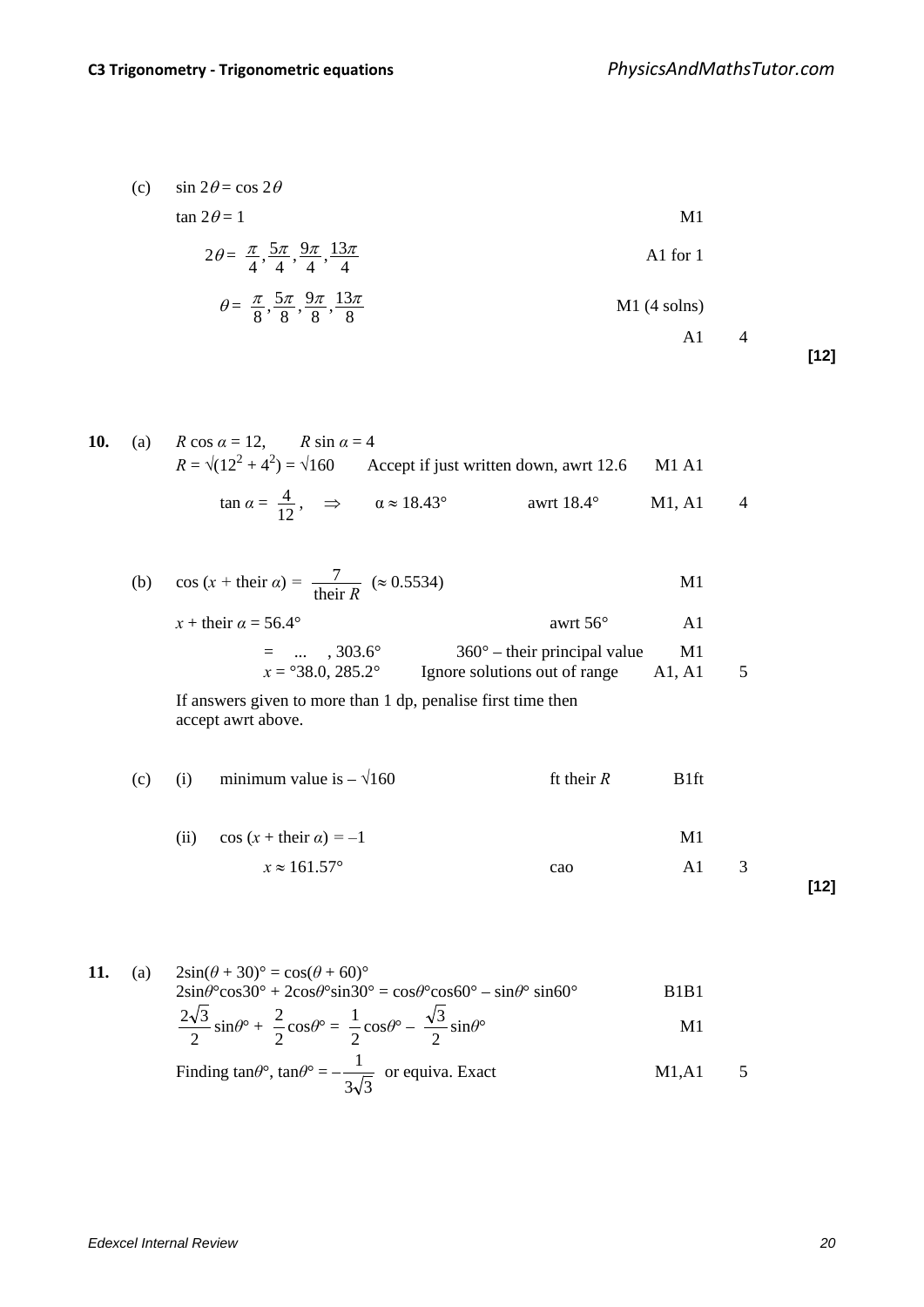(c) $\sin 2\theta = \cos 2\theta$

$\tan 2\theta = 1$ M1

$2\theta = \frac{\pi}{4}, \frac{5\pi}{4}, \frac{9\pi}{4}, \frac{13\pi}{4}$ A1 for 1

$\theta = \frac{\pi}{8}, \frac{5\pi}{8}, \frac{9\pi}{8}, \frac{13\pi}{8}$ M1 (4 solns)

A1 4

**[12]**

**10.** (a) $R\cos\alpha = 12, \quad R\sin\alpha = 4$

$R = \sqrt{(12^2 + 4^2)} = \sqrt{160}$ Accept if just written down, awrt 12.6 M1 A1

$\tan\alpha = \frac{4}{12}, \quad \Rightarrow \quad \alpha \approx 18.43°$ awrt 18.4° M1, A1 4

(b) $\cos(x + \text{their } \alpha) = \frac{7}{\text{their } R}$ $(\approx 0.5534)$ M1

$x + \text{their } \alpha = 56.4°$ awrt 56° A1

$= \quad ... \quad , 303.6°$ 360° – their principal value M1

$x = °38.0, 285.2°$ Ignore solutions out of range A1, A1 5

If answers given to more than 1 dp, penalise first time then accept awrt above.

(c) (i) minimum value is $-\sqrt{160}$ ft their $R$ B1ft

(ii) $\cos(x + \text{their } \alpha) = -1$ M1

$x \approx 161.57°$ cao A1 3

**[12]**

**11.** (a) $2\sin(\theta + 30)° = \cos(\theta + 60)°$

$2\sin\theta°\cos30° + 2\cos\theta°\sin30° = \cos\theta°\cos60° - \sin\theta° \sin60°$ B1B1

$\frac{2\sqrt{3}}{2}\sin\theta° + \frac{2}{2}\cos\theta° = \frac{1}{2}\cos\theta° - \frac{\sqrt{3}}{2}\sin\theta°$ M1

Finding $\tan\theta°$, $\tan\theta° = -\frac{1}{3\sqrt{3}}$ or equiva. Exact M1,A1 5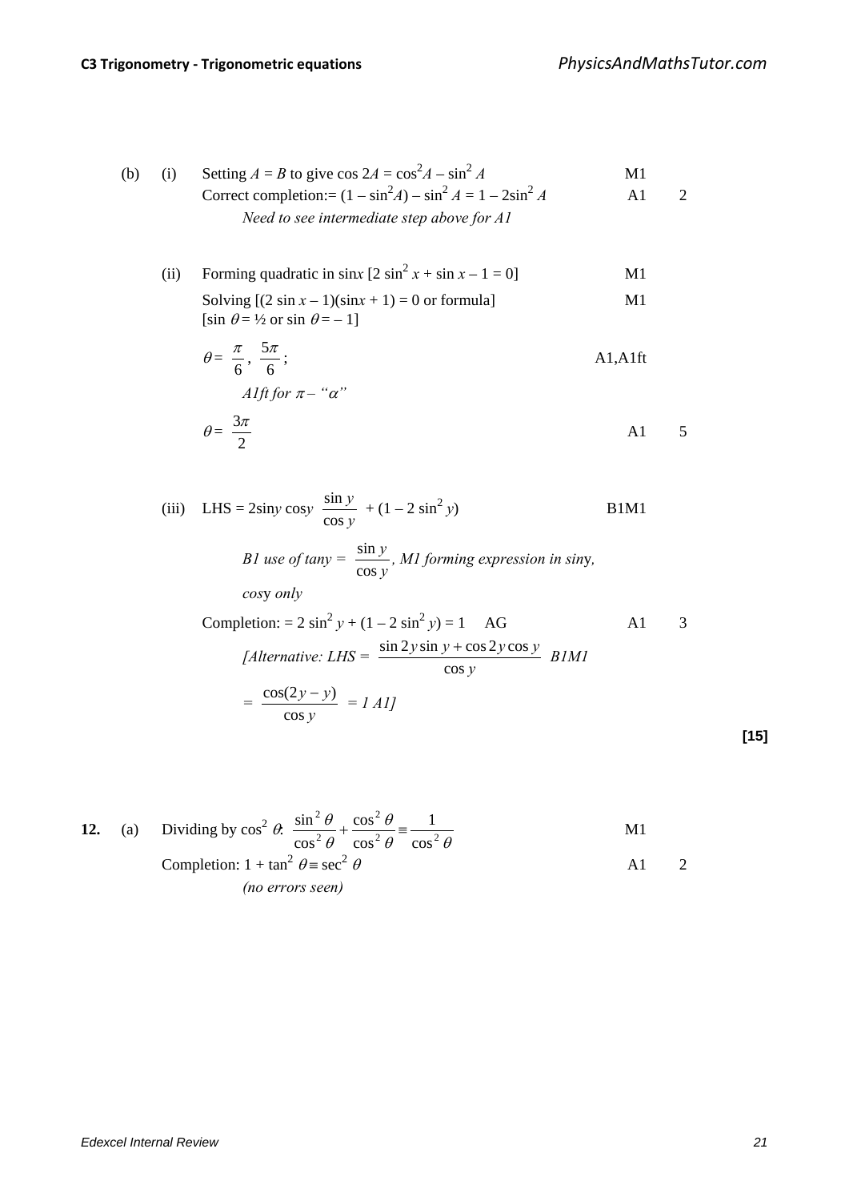(b) (i) Setting $A = B$ to give $\cos 2A = \cos^2 A - \sin^2 A$ — M1

Correct completion:$= (1 - \sin^2 A) - \sin^2 A = 1 - 2\sin^2 A$ — A1 — 2

*Need to see intermediate step above for A1*

(ii) Forming quadratic in $\sin x$ $[2\sin^2 x + \sin x - 1 = 0]$ — M1

Solving $[(2\sin x - 1)(\sin x + 1) = 0$ or formula$]$ — M1

$[\sin\theta = ½$ or $\sin\theta = -1]$

$\theta = \dfrac{\pi}{6}, \dfrac{5\pi}{6};$ — A1,A1ft

*A1ft for $\pi$ – "$\alpha$"*

$\theta = \dfrac{3\pi}{2}$ — A1 — 5

(iii) LHS $= 2\sin y \cos y \dfrac{\sin y}{\cos y} + (1 - 2\sin^2 y)$ — B1M1

*B1 use of* $\tan y = \dfrac{\sin y}{\cos y}$, *M1 forming expression in* $\sin y$, $\cos y$ *only*

Completion: $= 2\sin^2 y + (1 - 2\sin^2 y) = 1$ AG — A1 — 3

*[Alternative: LHS* $= \dfrac{\sin 2y \sin y + \cos 2y \cos y}{\cos y}$ *B1M1*

$= \dfrac{\cos(2y - y)}{\cos y}$ *= 1 A1]*

**[15]**

**12.** (a) Dividing by $\cos^2\theta$: $\dfrac{\sin^2\theta}{\cos^2\theta} + \dfrac{\cos^2\theta}{\cos^2\theta} \equiv \dfrac{1}{\cos^2\theta}$ — M1

Completion: $1 + \tan^2\theta \equiv \sec^2\theta$ — A1 — 2

*(no errors seen)*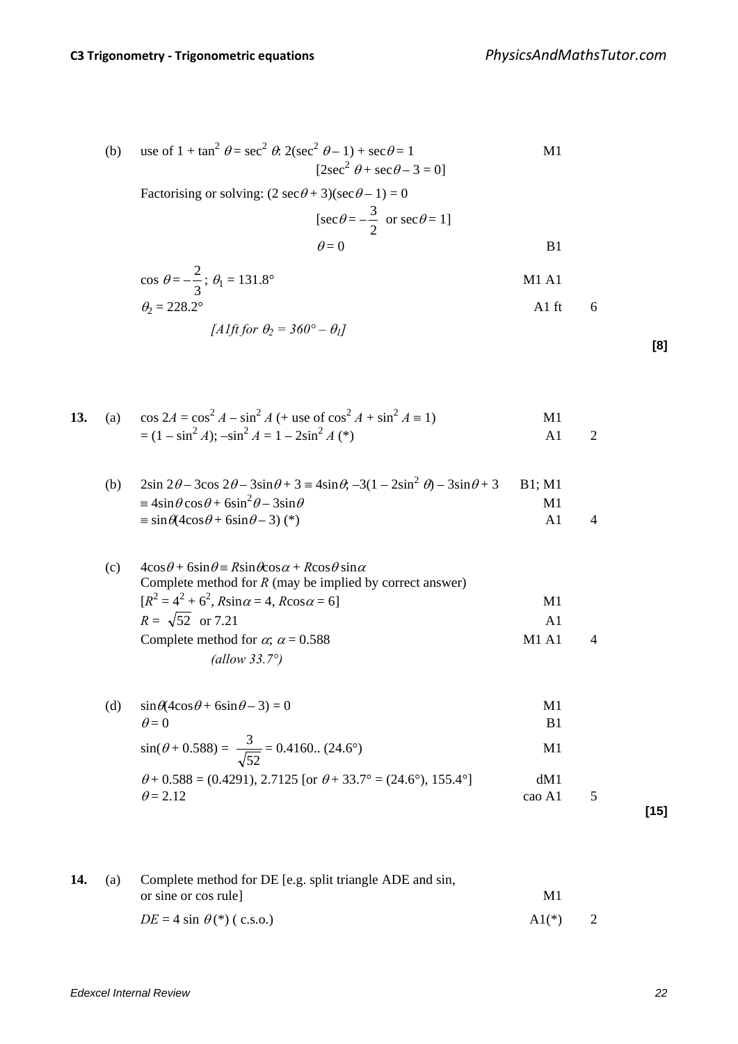(b) use of $1 + \tan^2 \theta = \sec^2 \theta$: $2(\sec^2 \theta - 1) + \sec\theta = 1$ M1

$[2\sec^2 \theta + \sec\theta - 3 = 0]$

Factorising or solving: $(2 \sec\theta + 3)(\sec\theta - 1) = 0$

$[\sec\theta = -\frac{3}{2}$ or $\sec\theta = 1]$

$\theta = 0$ B1

$\cos \theta = -\frac{2}{3}$; $\theta_1 = 131.8°$ M1 A1

$\theta_2 = 228.2°$ A1 ft 6

*[A1ft for $\theta_2 = 360° - \theta_1$]*

**[8]**

**13.** (a) $\cos 2A = \cos^2 A - \sin^2 A$ (+ use of $\cos^2 A + \sin^2 A \equiv 1$) M1

$= (1 - \sin^2 A)$; $-\sin^2 A = 1 - 2\sin^2 A$ (*) A1 2

(b) $2\sin 2\theta - 3\cos 2\theta - 3\sin\theta + 3 \equiv 4\sin\theta$; $-3(1 - 2\sin^2 \theta) - 3\sin\theta + 3$ B1; M1

$\equiv 4\sin\theta \cos\theta + 6\sin^2\theta - 3\sin\theta$ M1

$\equiv \sin\theta(4\cos\theta + 6\sin\theta - 3)$ (*) A1 4

(c) $4\cos\theta + 6\sin\theta \equiv R\sin\theta\cos\alpha + R\cos\theta \sin\alpha$

Complete method for $R$ (may be implied by correct answer)

$[R^2 = 4^2 + 6^2$, $R\sin\alpha = 4$, $R\cos\alpha = 6]$ M1

$R = \sqrt{52}$ or 7.21 A1

Complete method for $\alpha$; $\alpha = 0.588$ M1 A1 4

*(allow 33.7°)*

(d) $\sin\theta(4\cos\theta + 6\sin\theta - 3) = 0$ M1

$\theta = 0$ B1

$\sin(\theta + 0.588) = \frac{3}{\sqrt{52}} = 0.4160..$ (24.6°) M1

$\theta + 0.588 = (0.4291)$, 2.7125 [or $\theta + 33.7° = (24.6°)$, 155.4°] dM1

$\theta = 2.12$ cao A1 5

**[15]**

**14.** (a) Complete method for DE [e.g. split triangle ADE and sin, or sine or cos rule] M1

$DE = 4 \sin \theta$ (*) ( c.s.o.) A1(*) 2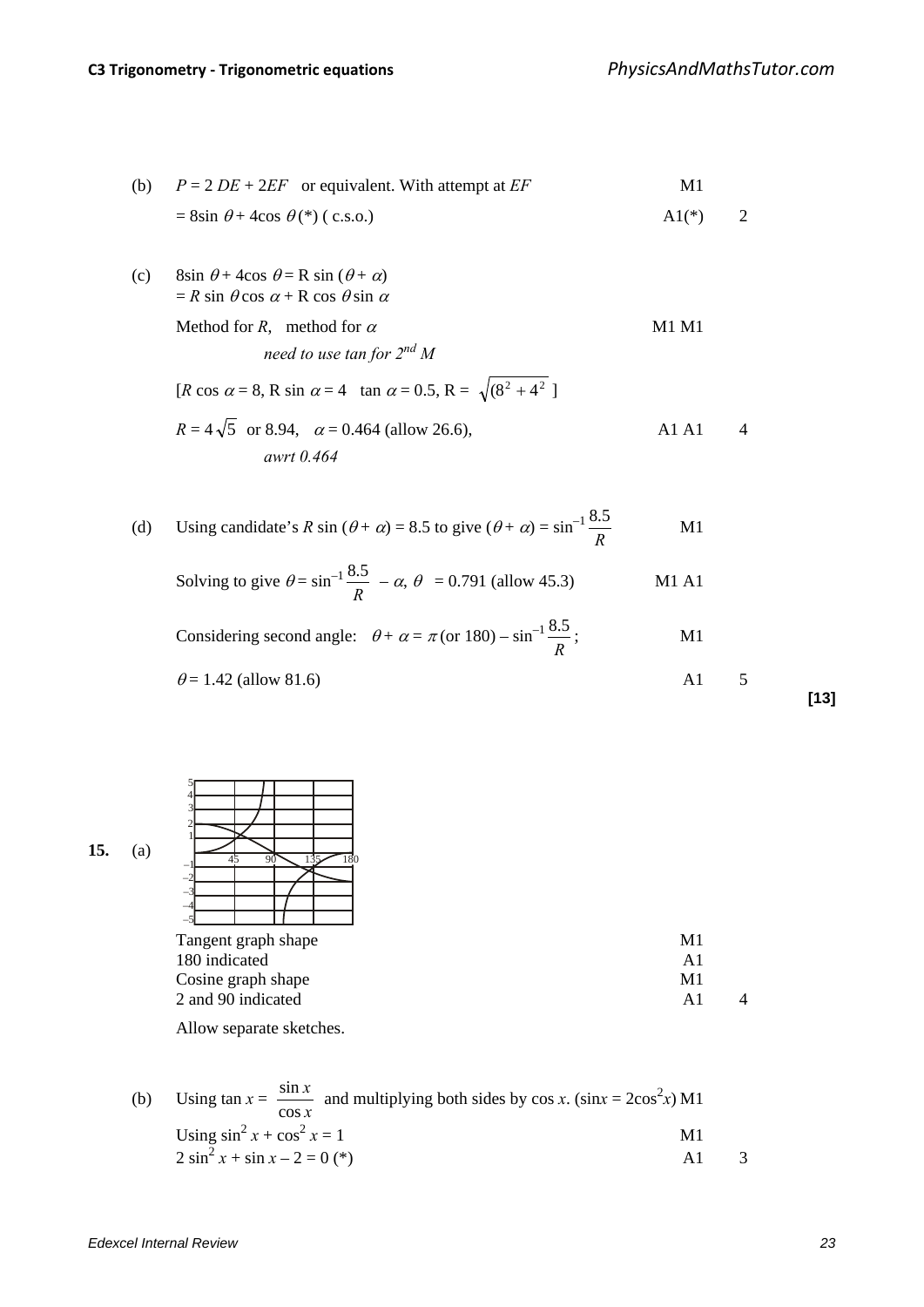(b) $P = 2\,DE + 2EF$ or equivalent. With attempt at $EF$ — M1

$= 8\sin\theta + 4\cos\theta$ (*) ( c.s.o.) — A1(*) — 2

(c) $8\sin\theta + 4\cos\theta = R\sin(\theta + \alpha)$

$= R\sin\theta\cos\alpha + R\cos\theta\sin\alpha$

Method for $R$, method for $\alpha$ — M1 M1

*need to use tan for 2nd M*

[$R\cos\alpha = 8$, $R\sin\alpha = 4$ $\tan\alpha = 0.5$, $R = \sqrt{(8^2 + 4^2}$ ]

$R = 4\sqrt{5}$ or 8.94, $\alpha = 0.464$ (allow 26.6), — A1 A1 — 4

*awrt 0.464*

(d) Using candidate's $R\sin(\theta + \alpha) = 8.5$ to give $(\theta + \alpha) = \sin^{-1}\frac{8.5}{R}$ — M1

Solving to give $\theta = \sin^{-1}\frac{8.5}{R} - \alpha$, $\theta = 0.791$ (allow 45.3) — M1 A1

Considering second angle: $\theta + \alpha = \pi$ (or 180) $- \sin^{-1}\frac{8.5}{R}$; — M1

$\theta = 1.42$ (allow 81.6) — A1 — 5

**[13]**

**15.** (a)

| Tangent graph shape | M1 | |
|---|---|---|
| 180 indicated | A1 | |
| Cosine graph shape | M1 | |
| 2 and 90 indicated | A1 | 4 |

Allow separate sketches.

(b) Using $\tan x = \frac{\sin x}{\cos x}$ and multiplying both sides by $\cos x$. ($\sin x = 2\cos^2 x$) — M1

Using $\sin^2 x + \cos^2 x = 1$ — M1

$2\sin^2 x + \sin x - 2 = 0$ (*) — A1 — 3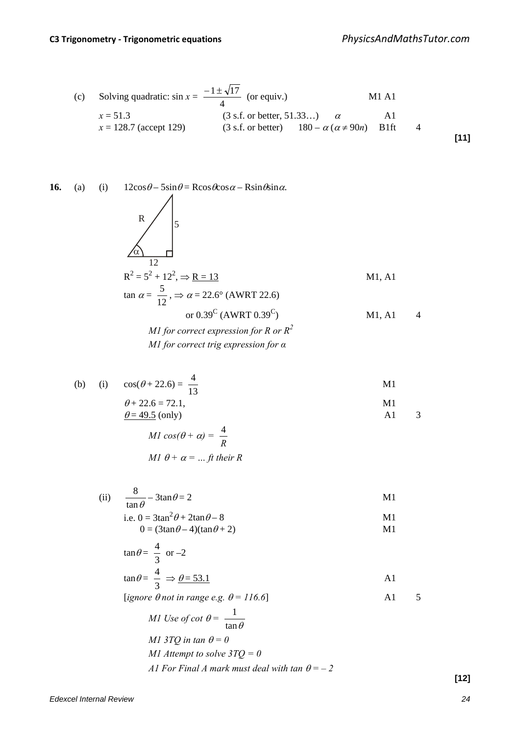(c) Solving quadratic: $\sin x = \dfrac{-1 \pm \sqrt{17}}{4}$ (or equiv.) M1 A1

$x = 51.3$ (3 s.f. or better, 51.33…) $\alpha$ A1

$x = 128.7$ (accept 129) (3 s.f. or better) $180 - \alpha\ (\alpha \neq 90n)$ B1ft 4

**[11]**

**16.** (a) (i) $12\cos\theta - 5\sin\theta = R\cos\theta\cos\alpha - R\sin\theta\sin\alpha$.

(Right-angled triangle with hypotenuse $R$, opposite side 5, adjacent side 12, angle $\alpha$.)

$R^2 = 5^2 + 12^2$, $\Rightarrow$ $\underline{R = 13}$ M1, A1

$\tan\alpha = \dfrac{5}{12}$, $\Rightarrow \alpha = 22.6°$ (AWRT 22.6)

or $0.39^C$ (AWRT $0.39^C$) M1, A1 4

*M1 for correct expression for R or $R^2$*

*M1 for correct trig expression for α*

(b) (i) $\cos(\theta + 22.6) = \dfrac{4}{13}$ M1

$\theta + 22.6 = 72.1$, M1

$\underline{\theta = 49.5}$ (only) A1 3

*M1 $\cos(\theta + \alpha) = \dfrac{4}{R}$*

*M1 $\theta + \alpha = \ldots$ ft their R*

(ii) $\dfrac{8}{\tan\theta} - 3\tan\theta = 2$ M1

i.e. $0 = 3\tan^2\theta + 2\tan\theta - 8$ M1

$0 = (3\tan\theta - 4)(\tan\theta + 2)$ M1

$\tan\theta = \dfrac{4}{3}$ or $-2$

$\tan\theta = \dfrac{4}{3} \Rightarrow \underline{\theta = 53.1}$ A1

[*ignore θ not in range e.g. θ = 116.6*] A1 5

*M1 Use of $\cot\theta = \dfrac{1}{\tan\theta}$*

*M1 3TQ in tan θ = 0*

*M1 Attempt to solve 3TQ = 0*

*A1 For Final A mark must deal with tan θ = – 2*

**[12]**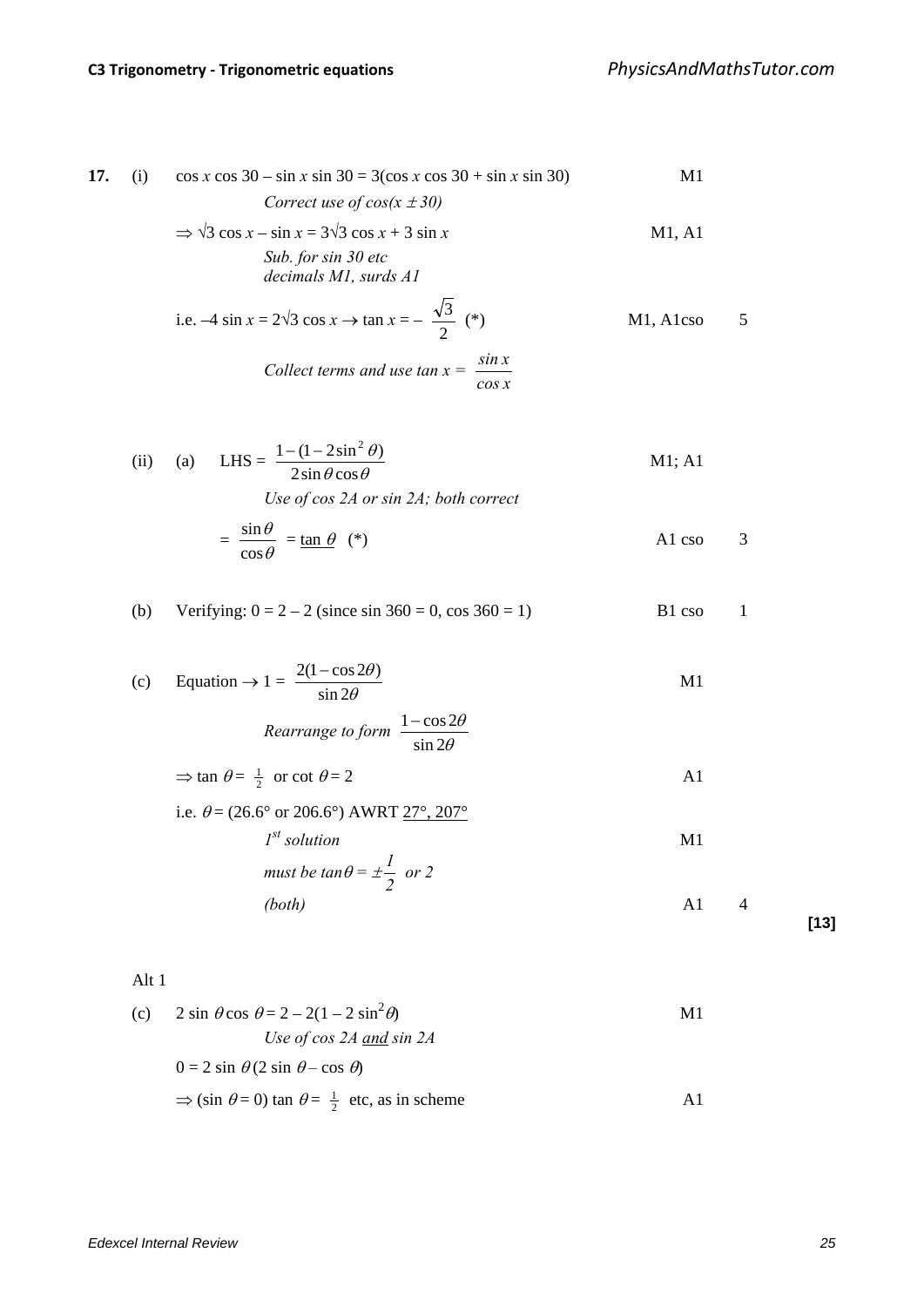**17.** (i) $\cos x \cos 30 - \sin x \sin 30 = 3(\cos x \cos 30 + \sin x \sin 30)$ — M1

*Correct use of $\cos(x \pm 30)$*

$\Rightarrow \sqrt{3} \cos x - \sin x = 3\sqrt{3} \cos x + 3 \sin x$ — M1, A1

*Sub. for sin 30 etc*
*decimals M1, surds A1*

i.e. $-4 \sin x = 2\sqrt{3} \cos x \rightarrow \tan x = -\dfrac{\sqrt{3}}{2}$ (\*) — M1, A1cso — 5

*Collect terms and use $\tan x = \dfrac{\sin x}{\cos x}$*

(ii) (a) LHS $= \dfrac{1-(1-2\sin^2\theta)}{2\sin\theta\cos\theta}$ — M1; A1

*Use of cos 2A or sin 2A; both correct*

$= \dfrac{\sin\theta}{\cos\theta} = \underline{\tan\theta}$ (\*) — A1 cso — 3

(b) Verifying: $0 = 2 - 2$ (since $\sin 360 = 0$, $\cos 360 = 1$) — B1 cso — 1

(c) Equation $\rightarrow 1 = \dfrac{2(1-\cos 2\theta)}{\sin 2\theta}$ — M1

*Rearrange to form $\dfrac{1-\cos 2\theta}{\sin 2\theta}$*

$\Rightarrow \tan\theta = \frac{1}{2}$ or $\cot\theta = 2$ — A1

i.e. $\theta = (26.6°$ or $206.6°)$ AWRT $\underline{27°, 207°}$

*1st solution* — M1

*must be $\tan\theta = \pm\dfrac{1}{2}$ or 2*

*(both)* — A1 — 4

**[13]**

Alt 1

(c) $2\sin\theta\cos\theta = 2 - 2(1 - 2\sin^2\theta)$ — M1

*Use of cos 2A <u>and</u> sin 2A*

$0 = 2\sin\theta(2\sin\theta - \cos\theta)$

$\Rightarrow (\sin\theta = 0)$ $\tan\theta = \frac{1}{2}$ etc, as in scheme — A1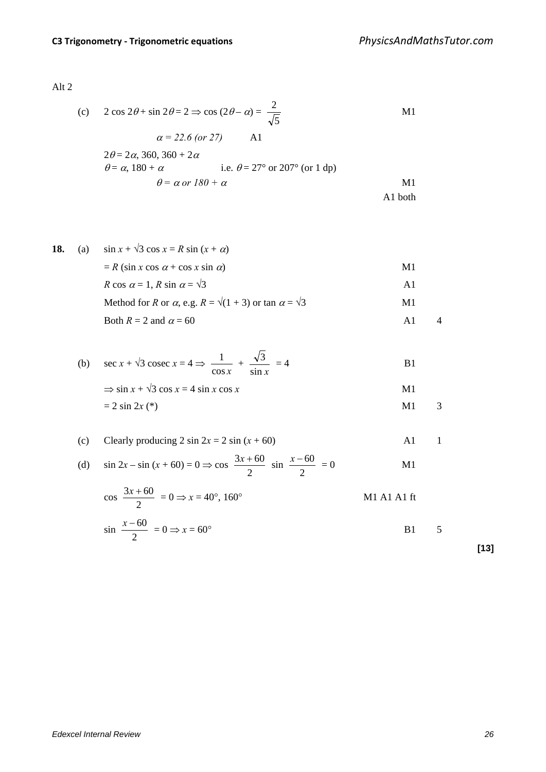Alt 2

(c) $2\cos 2\theta + \sin 2\theta = 2 \Rightarrow \cos(2\theta - \alpha) = \dfrac{2}{\sqrt{5}}$ M1

$\alpha = 22.6$ *(or 27)* A1

$2\theta = 2\alpha$, 360, $360 + 2\alpha$

$\theta = \alpha$, $180 + \alpha$ i.e. $\theta = 27°$ or $207°$ (or 1 dp)

$\theta = \alpha$ *or* $180 + \alpha$ M1

A1 both

**18.** (a) $\sin x + \sqrt{3}\cos x = R\sin(x + \alpha)$

$= R(\sin x\cos\alpha + \cos x\sin\alpha)$ M1

$R\cos\alpha = 1$, $R\sin\alpha = \sqrt{3}$ A1

Method for $R$ or $\alpha$, e.g. $R = \sqrt{(1 + 3)}$ or $\tan\alpha = \sqrt{3}$ M1

Both $R = 2$ and $\alpha = 60$ A1 4

(b) $\sec x + \sqrt{3}\,\text{cosec}\, x = 4 \Rightarrow \dfrac{1}{\cos x} + \dfrac{\sqrt{3}}{\sin x} = 4$ B1

$\Rightarrow \sin x + \sqrt{3}\cos x = 4\sin x\cos x$ M1

$= 2\sin 2x$ (*) M1 3

(c) Clearly producing $2\sin 2x = 2\sin(x + 60)$ A1 1

(d) $\sin 2x - \sin(x + 60) = 0 \Rightarrow \cos\dfrac{3x + 60}{2}\sin\dfrac{x - 60}{2} = 0$ M1

$\cos\dfrac{3x + 60}{2} = 0 \Rightarrow x = 40°, 160°$ M1 A1 A1 ft

$\sin\dfrac{x - 60}{2} = 0 \Rightarrow x = 60°$ B1 5

**[13]**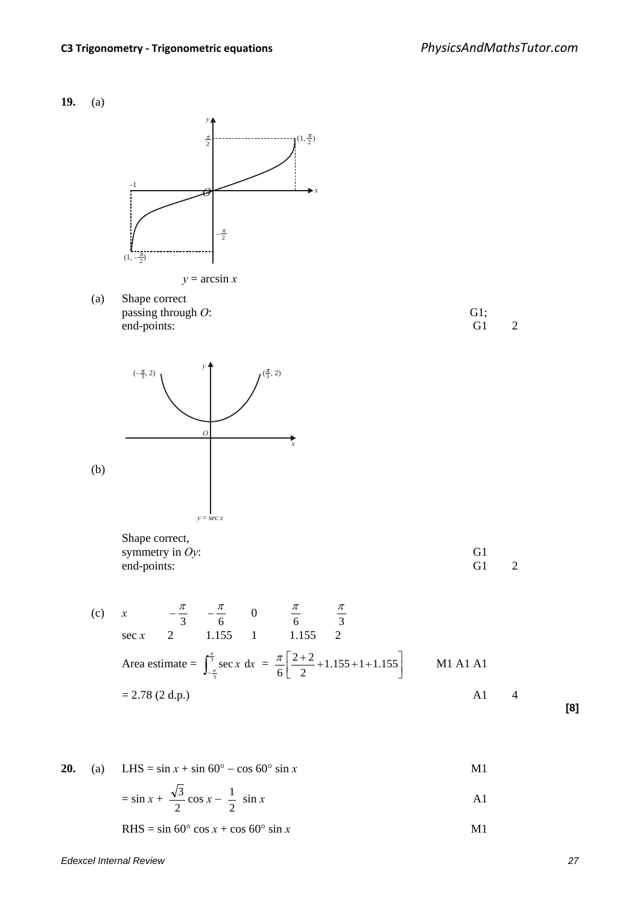**19.** (a)

$y = \arcsin x$

(a) Shape correct
passing through $O$: G1;
end-points: G1 2

(b)

$y = \sec x$

Shape correct,
symmetry in $Oy$: G1
end-points: G1 2

(c)

| $x$ | $-\frac{\pi}{3}$ | $-\frac{\pi}{6}$ | 0 | $\frac{\pi}{6}$ | $\frac{\pi}{3}$ |
|---|---|---|---|---|---|
| $\sec x$ | 2 | 1.155 | 1 | 1.155 | 2 |

Area estimate = $\int_{-\frac{\pi}{3}}^{\frac{\pi}{3}} \sec x \, dx = \frac{\pi}{6}\left[\frac{2+2}{2} + 1.155 + 1 + 1.155\right]$ M1 A1 A1

= 2.78 (2 d.p.) A1 4

**[8]**

**20.** (a) LHS = $\sin x + \sin 60° - \cos 60° \sin x$ M1

$= \sin x + \frac{\sqrt{3}}{2}\cos x - \frac{1}{2}\sin x$ A1

RHS = $\sin 60° \cos x + \cos 60° \sin x$ M1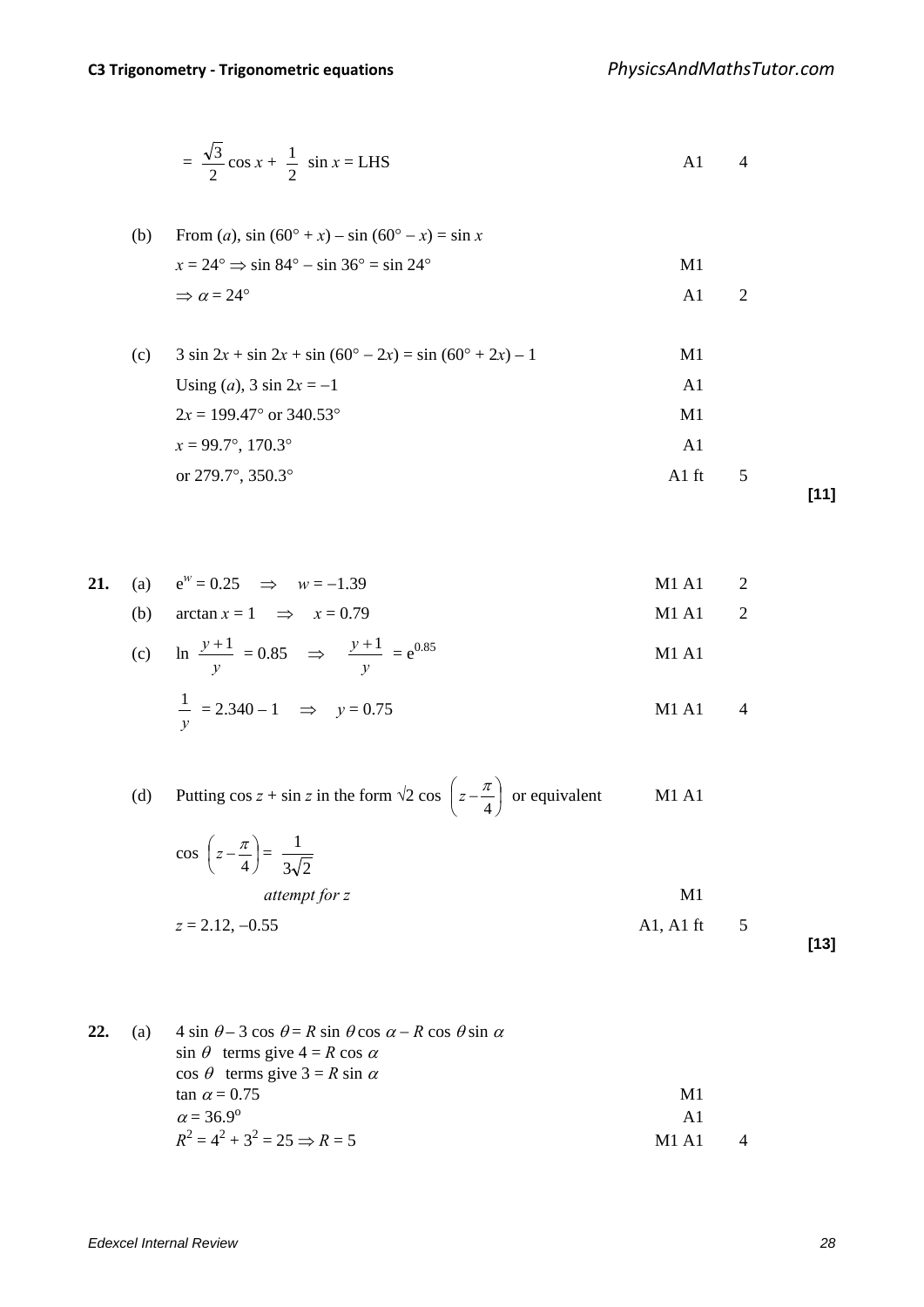$= \dfrac{\sqrt{3}}{2}\cos x + \dfrac{1}{2}\sin x = \text{LHS}$ A1 4

(b) From (*a*), $\sin(60° + x) - \sin(60° - x) = \sin x$

$x = 24° \Rightarrow \sin 84° - \sin 36° = \sin 24°$ M1

$\Rightarrow \alpha = 24°$ A1 2

(c) $3\sin 2x + \sin 2x + \sin(60° - 2x) = \sin(60° + 2x) - 1$ M1

Using (*a*), $3\sin 2x = -1$ A1

$2x = 199.47°$ or $340.53°$ M1

$x = 99.7°, 170.3°$ A1

or $279.7°, 350.3°$ A1 ft 5

**[11]**

**21.** (a) $e^w = 0.25 \quad \Rightarrow \quad w = -1.39$ M1 A1 2

(b) $\arctan x = 1 \quad \Rightarrow \quad x = 0.79$ M1 A1 2

(c) $\ln \dfrac{y+1}{y} = 0.85 \quad \Rightarrow \quad \dfrac{y+1}{y} = e^{0.85}$ M1 A1

$\dfrac{1}{y} = 2.340 - 1 \quad \Rightarrow \quad y = 0.75$ M1 A1 4

(d) Putting $\cos z + \sin z$ in the form $\sqrt{2}\cos\left(z - \dfrac{\pi}{4}\right)$ or equivalent M1 A1

$\cos\left(z - \dfrac{\pi}{4}\right) = \dfrac{1}{3\sqrt{2}}$

*attempt for z* M1

$z = 2.12, -0.55$ A1, A1 ft 5

**[13]**

**22.** (a) $4\sin\theta - 3\cos\theta = R\sin\theta\cos\alpha - R\cos\theta\sin\alpha$

$\sin\theta$ terms give $4 = R\cos\alpha$

$\cos\theta$ terms give $3 = R\sin\alpha$

$\tan\alpha = 0.75$ M1

$\alpha = 36.9^{o}$ A1

$R^2 = 4^2 + 3^2 = 25 \Rightarrow R = 5$ M1 A1 4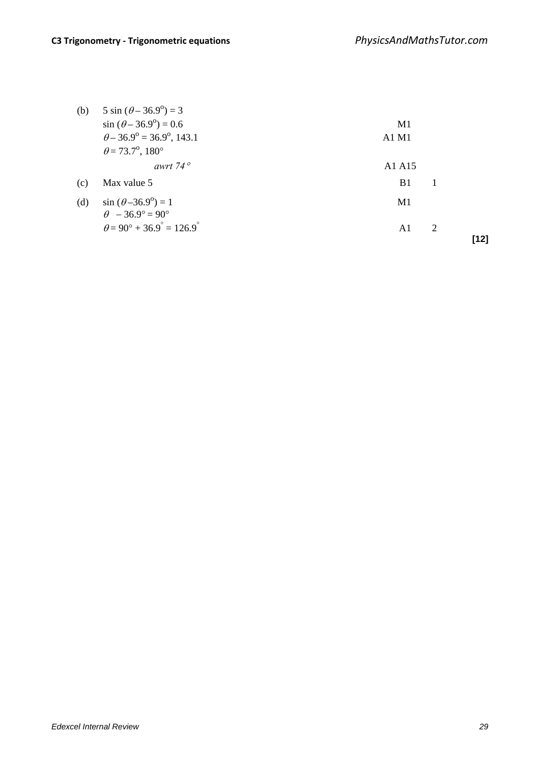| | | | | |
|---|---|---|---|---|
| (b) | $5 \sin(\theta - 36.9^{\circ}) = 3$ | | | |
| | $\sin(\theta - 36.9^{\circ}) = 0.6$ | M1 | | |
| | $\theta - 36.9^{\circ} = 36.9^{\circ}, 143.1$ | A1 M1 | | |
| | $\theta = 73.7^{\circ}, 180^{\circ}$ | | | |
| | *awrt 74°* | A1 A1 | 5 | |
| (c) | Max value 5 | B1 | 1 | |
| (d) | $\sin(\theta - 36.9^{\circ}) = 1$ | M1 | | |
| | $\theta - 36.9^{\circ} = 90^{\circ}$ | | | |
| | $\theta = 90^{\circ} + 36.9^{\circ} = 126.9^{\circ}$ | A1 | 2 | |
| | | | | **[12]** |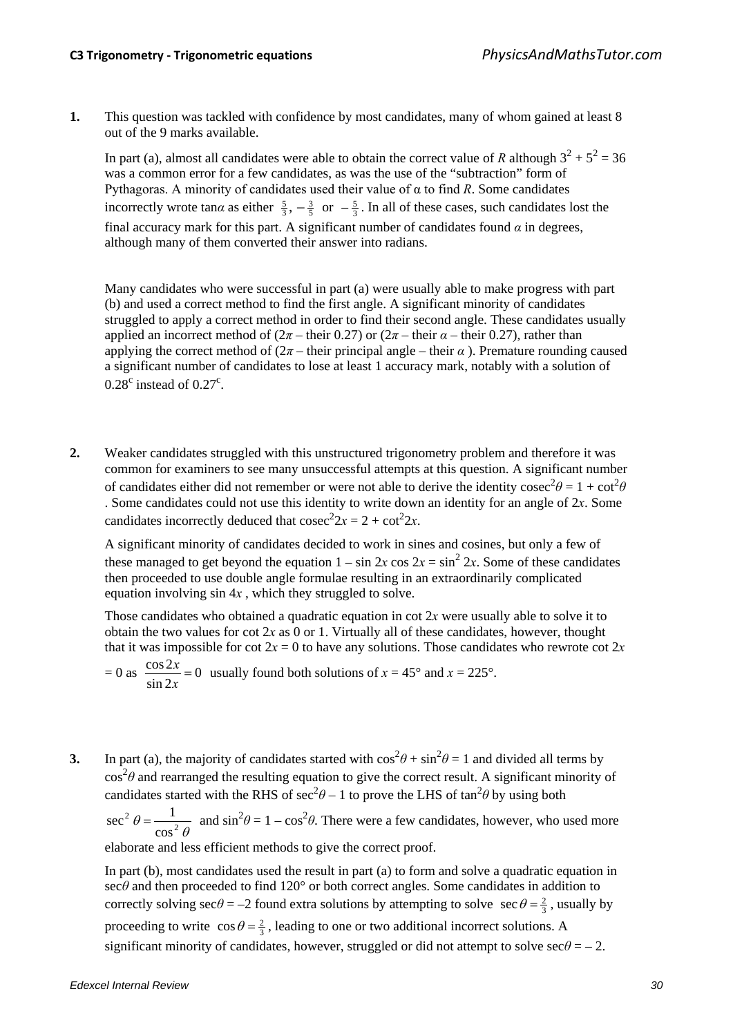1. This question was tackled with confidence by most candidates, many of whom gained at least 8 out of the 9 marks available.

   In part (a), almost all candidates were able to obtain the correct value of $R$ although $3^2 + 5^2 = 36$ was a common error for a few candidates, as was the use of the "subtraction" form of Pythagoras. A minority of candidates used their value of α to find $R$. Some candidates incorrectly wrote tan$\alpha$ as either $\frac{5}{3}$, $-\frac{3}{5}$ or $-\frac{5}{3}$. In all of these cases, such candidates lost the final accuracy mark for this part. A significant number of candidates found $\alpha$ in degrees, although many of them converted their answer into radians.

   Many candidates who were successful in part (a) were usually able to make progress with part (b) and used a correct method to find the first angle. A significant minority of candidates struggled to apply a correct method in order to find their second angle. These candidates usually applied an incorrect method of ($2\pi$ – their 0.27) or ($2\pi$ – their $\alpha$ – their 0.27), rather than applying the correct method of ($2\pi$ – their principal angle – their $\alpha$ ). Premature rounding caused a significant number of candidates to lose at least 1 accuracy mark, notably with a solution of $0.28^c$ instead of $0.27^c$.

2. Weaker candidates struggled with this unstructured trigonometry problem and therefore it was common for examiners to see many unsuccessful attempts at this question. A significant number of candidates either did not remember or were not able to derive the identity $\text{cosec}^2\theta = 1 + \cot^2\theta$ . Some candidates could not use this identity to write down an identity for an angle of $2x$. Some candidates incorrectly deduced that $\text{cosec}^2 2x = 2 + \cot^2 2x$.

   A significant minority of candidates decided to work in sines and cosines, but only a few of these managed to get beyond the equation $1 - \sin 2x \cos 2x = \sin^2 2x$. Some of these candidates then proceeded to use double angle formulae resulting in an extraordinarily complicated equation involving $\sin 4x$ , which they struggled to solve.

   Those candidates who obtained a quadratic equation in $\cot 2x$ were usually able to solve it to obtain the two values for $\cot 2x$ as 0 or 1. Virtually all of these candidates, however, thought that it was impossible for $\cot 2x = 0$ to have any solutions. Those candidates who rewrote $\cot 2x = 0$ as $\frac{\cos 2x}{\sin 2x} = 0$ usually found both solutions of $x = 45°$ and $x = 225°$.

3. In part (a), the majority of candidates started with $\cos^2\theta + \sin^2\theta = 1$ and divided all terms by $\cos^2\theta$ and rearranged the resulting equation to give the correct result. A significant minority of candidates started with the RHS of $\sec^2\theta - 1$ to prove the LHS of $\tan^2\theta$ by using both $\sec^2\theta = \frac{1}{\cos^2\theta}$ and $\sin^2\theta = 1 - \cos^2\theta$. There were a few candidates, however, who used more elaborate and less efficient methods to give the correct proof.

   In part (b), most candidates used the result in part (a) to form and solve a quadratic equation in $\sec\theta$ and then proceeded to find 120° or both correct angles. Some candidates in addition to correctly solving $\sec\theta = -2$ found extra solutions by attempting to solve $\sec\theta = \frac{2}{3}$, usually by proceeding to write $\cos\theta = \frac{2}{3}$, leading to one or two additional incorrect solutions. A significant minority of candidates, however, struggled or did not attempt to solve $\sec\theta = -2$.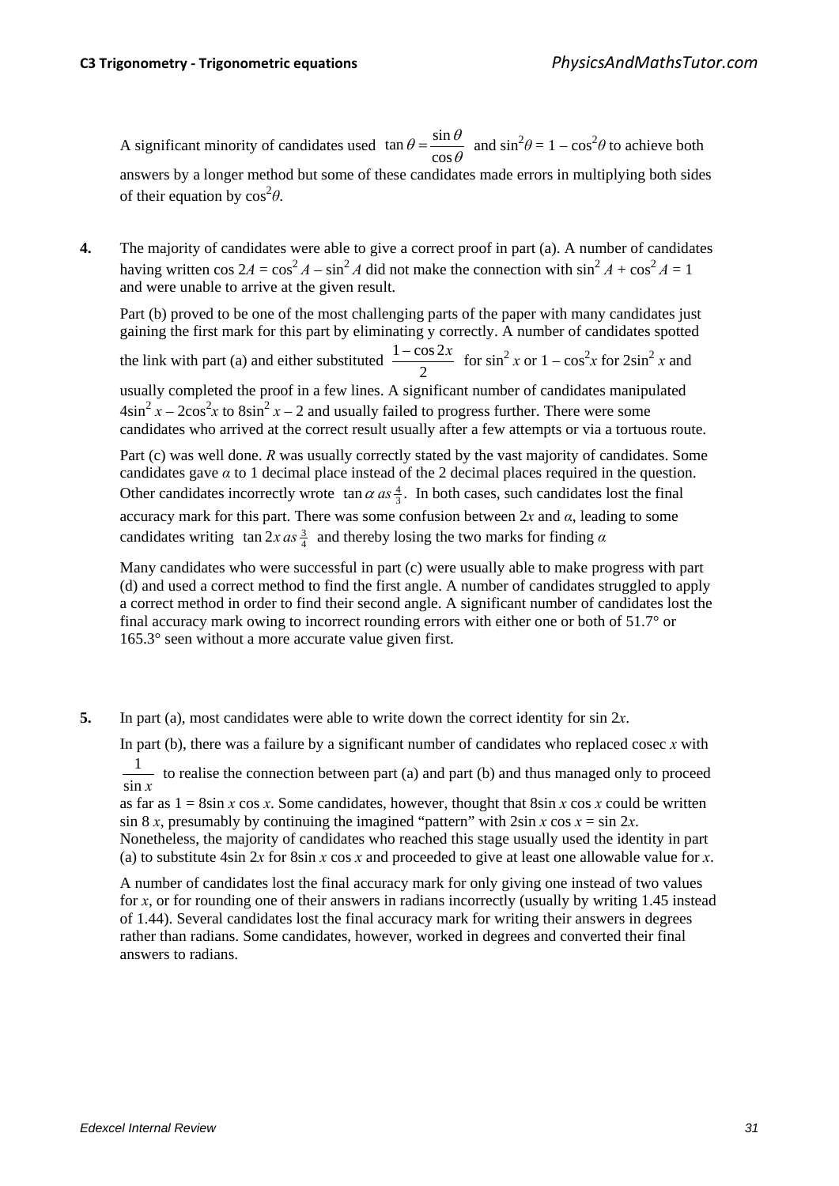A significant minority of candidates used $\tan\theta = \dfrac{\sin\theta}{\cos\theta}$ and $\sin^2\theta = 1 - \cos^2\theta$ to achieve both answers by a longer method but some of these candidates made errors in multiplying both sides of their equation by $\cos^2\theta$.

**4.** The majority of candidates were able to give a correct proof in part (a). A number of candidates having written $\cos 2A = \cos^2 A - \sin^2 A$ did not make the connection with $\sin^2 A + \cos^2 A = 1$ and were unable to arrive at the given result.

Part (b) proved to be one of the most challenging parts of the paper with many candidates just gaining the first mark for this part by eliminating y correctly. A number of candidates spotted the link with part (a) and either substituted $\dfrac{1-\cos 2x}{2}$ for $\sin^2 x$ or $1 - \cos^2 x$ for $2\sin^2 x$ and usually completed the proof in a few lines. A significant number of candidates manipulated $4\sin^2 x - 2\cos^2 x$ to $8\sin^2 x - 2$ and usually failed to progress further. There were some candidates who arrived at the correct result usually after a few attempts or via a tortuous route.

Part (c) was well done. $R$ was usually correctly stated by the vast majority of candidates. Some candidates gave $\alpha$ to 1 decimal place instead of the 2 decimal places required in the question. Other candidates incorrectly wrote $\tan\alpha$ as $\frac{4}{3}$. In both cases, such candidates lost the final accuracy mark for this part. There was some confusion between $2x$ and $\alpha$, leading to some candidates writing $\tan 2x$ as $\frac{3}{4}$ and thereby losing the two marks for finding $\alpha$

Many candidates who were successful in part (c) were usually able to make progress with part (d) and used a correct method to find the first angle. A number of candidates struggled to apply a correct method in order to find their second angle. A significant number of candidates lost the final accuracy mark owing to incorrect rounding errors with either one or both of 51.7° or 165.3° seen without a more accurate value given first.

**5.** In part (a), most candidates were able to write down the correct identity for $\sin 2x$.

In part (b), there was a failure by a significant number of candidates who replaced $\operatorname{cosec} x$ with $\dfrac{1}{\sin x}$ to realise the connection between part (a) and part (b) and thus managed only to proceed as far as $1 = 8\sin x \cos x$. Some candidates, however, thought that $8\sin x \cos x$ could be written $\sin 8x$, presumably by continuing the imagined "pattern" with $2\sin x \cos x = \sin 2x$. Nonetheless, the majority of candidates who reached this stage usually used the identity in part (a) to substitute $4\sin 2x$ for $8\sin x \cos x$ and proceeded to give at least one allowable value for $x$.

A number of candidates lost the final accuracy mark for only giving one instead of two values for $x$, or for rounding one of their answers in radians incorrectly (usually by writing 1.45 instead of 1.44). Several candidates lost the final accuracy mark for writing their answers in degrees rather than radians. Some candidates, however, worked in degrees and converted their final answers to radians.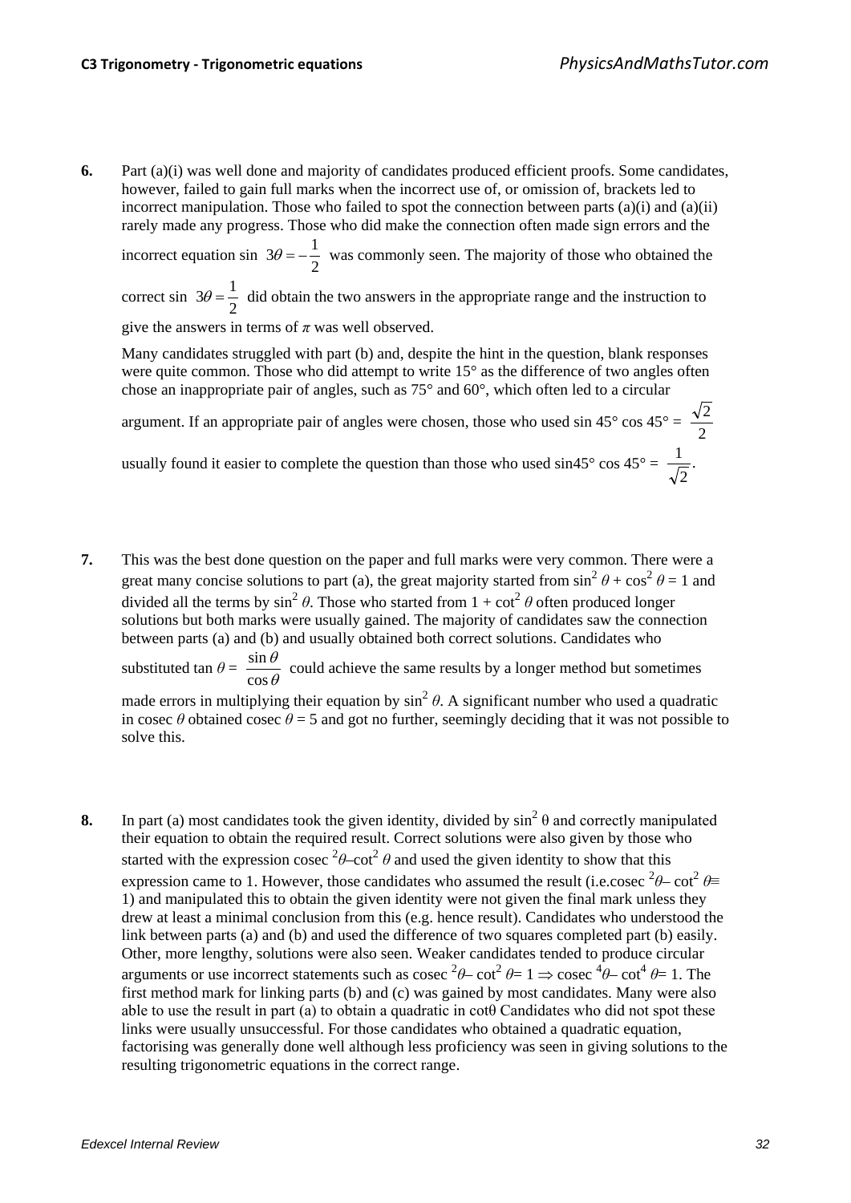**6.** Part (a)(i) was well done and majority of candidates produced efficient proofs. Some candidates, however, failed to gain full marks when the incorrect use of, or omission of, brackets led to incorrect manipulation. Those who failed to spot the connection between parts (a)(i) and (a)(ii) rarely made any progress. Those who did make the connection often made sign errors and the incorrect equation $\sin 3\theta = -\frac{1}{2}$ was commonly seen. The majority of those who obtained the correct $\sin 3\theta = \frac{1}{2}$ did obtain the two answers in the appropriate range and the instruction to give the answers in terms of $\pi$ was well observed.

Many candidates struggled with part (b) and, despite the hint in the question, blank responses were quite common. Those who did attempt to write 15° as the difference of two angles often chose an inappropriate pair of angles, such as 75° and 60°, which often led to a circular argument. If an appropriate pair of angles were chosen, those who used $\sin 45° \cos 45° = \frac{\sqrt{2}}{2}$ usually found it easier to complete the question than those who used $\sin 45° \cos 45° = \frac{1}{\sqrt{2}}$.

**7.** This was the best done question on the paper and full marks were very common. There were a great many concise solutions to part (a), the great majority started from $\sin^2 \theta + \cos^2 \theta = 1$ and divided all the terms by $\sin^2 \theta$. Those who started from $1 + \cot^2 \theta$ often produced longer solutions but both marks were usually gained. The majority of candidates saw the connection between parts (a) and (b) and usually obtained both correct solutions. Candidates who substituted $\tan \theta = \frac{\sin \theta}{\cos \theta}$ could achieve the same results by a longer method but sometimes made errors in multiplying their equation by $\sin^2 \theta$. A significant number who used a quadratic in cosec $\theta$ obtained cosec $\theta = 5$ and got no further, seemingly deciding that it was not possible to solve this.

**8.** In part (a) most candidates took the given identity, divided by $\sin^2 \theta$ and correctly manipulated their equation to obtain the required result. Correct solutions were also given by those who started with the expression $\text{cosec}^2\theta - \cot^2 \theta$ and used the given identity to show that this expression came to 1. However, those candidates who assumed the result (i.e. $\text{cosec}^2\theta - \cot^2 \theta \equiv 1$) and manipulated this to obtain the given identity were not given the final mark unless they drew at least a minimal conclusion from this (e.g. hence result). Candidates who understood the link between parts (a) and (b) and used the difference of two squares completed part (b) easily. Other, more lengthy, solutions were also seen. Weaker candidates tended to produce circular arguments or use incorrect statements such as $\text{cosec}^2\theta - \cot^2 \theta = 1 \Rightarrow \text{cosec}^4\theta - \cot^4 \theta = 1$. The first method mark for linking parts (b) and (c) was gained by most candidates. Many were also able to use the result in part (a) to obtain a quadratic in $\cot\theta$ Candidates who did not spot these links were usually unsuccessful. For those candidates who obtained a quadratic equation, factorising was generally done well although less proficiency was seen in giving solutions to the resulting trigonometric equations in the correct range.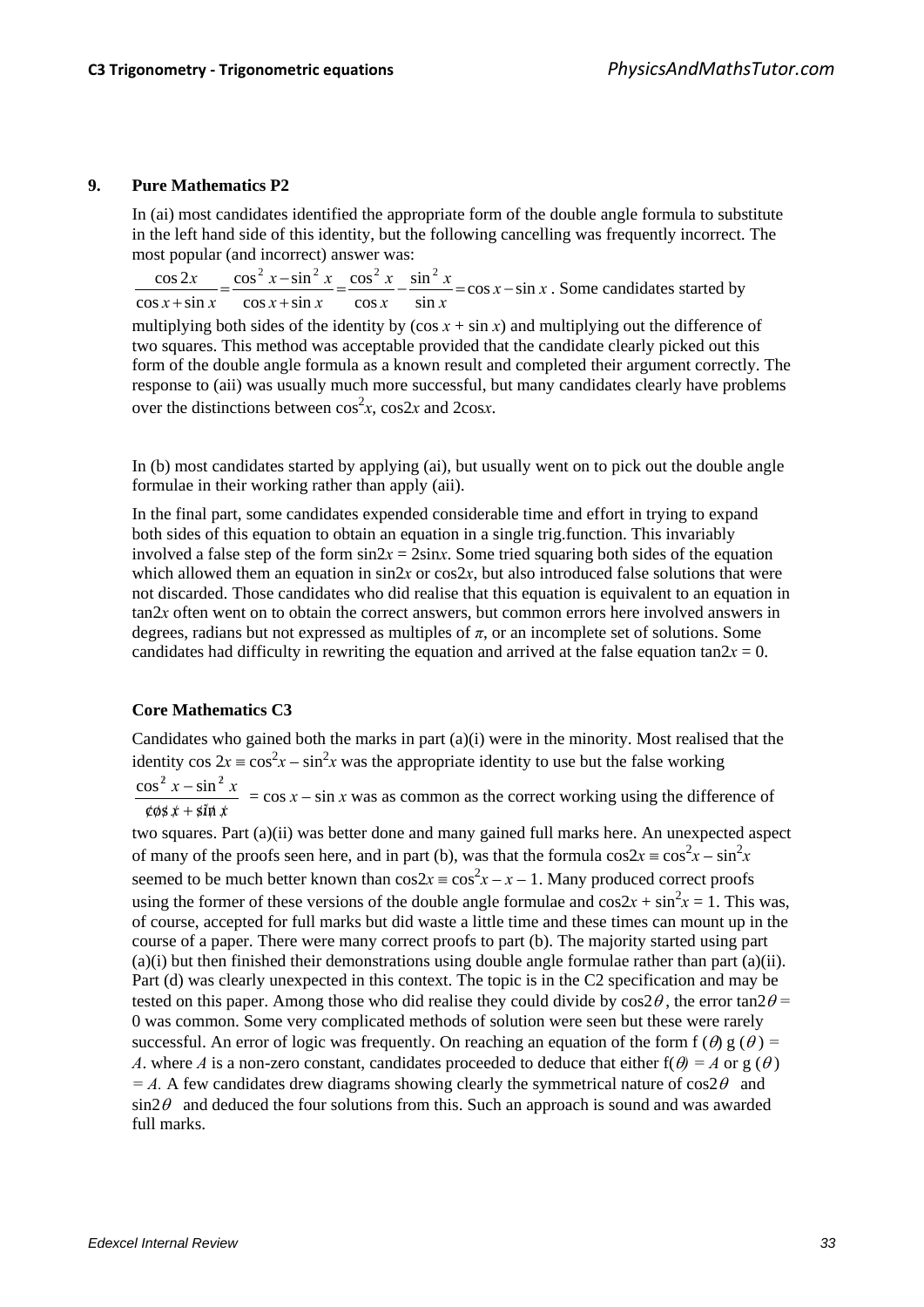**9. Pure Mathematics P2**

In (ai) most candidates identified the appropriate form of the double angle formula to substitute in the left hand side of this identity, but the following cancelling was frequently incorrect. The most popular (and incorrect) answer was:

$\dfrac{\cos 2x}{\cos x + \sin x} = \dfrac{\cos^2 x - \sin^2 x}{\cos x + \sin x} = \dfrac{\cos^2 x}{\cos x} - \dfrac{\sin^2 x}{\sin x} = \cos x - \sin x$ . Some candidates started by multiplying both sides of the identity by ($\cos x + \sin x$) and multiplying out the difference of two squares. This method was acceptable provided that the candidate clearly picked out this form of the double angle formula as a known result and completed their argument correctly. The response to (aii) was usually much more successful, but many candidates clearly have problems over the distinctions between $\cos^2 x$, $\cos 2x$ and $2\cos x$.

In (b) most candidates started by applying (ai), but usually went on to pick out the double angle formulae in their working rather than apply (aii).

In the final part, some candidates expended considerable time and effort in trying to expand both sides of this equation to obtain an equation in a single trig.function. This invariably involved a false step of the form $\sin 2x = 2\sin x$. Some tried squaring both sides of the equation which allowed them an equation in $\sin 2x$ or $\cos 2x$, but also introduced false solutions that were not discarded. Those candidates who did realise that this equation is equivalent to an equation in $\tan 2x$ often went on to obtain the correct answers, but common errors here involved answers in degrees, radians but not expressed as multiples of $\pi$, or an incomplete set of solutions. Some candidates had difficulty in rewriting the equation and arrived at the false equation $\tan 2x = 0$.

**Core Mathematics C3**

Candidates who gained both the marks in part (a)(i) were in the minority. Most realised that the identity $\cos 2x \equiv \cos^2 x - \sin^2 x$ was the appropriate identity to use but the false working $\dfrac{\cos^2 x - \sin^2 x}{\cancel{\cos x} + \cancel{\sin x}} = \cos x - \sin x$ was as common as the correct working using the difference of two squares. Part (a)(ii) was better done and many gained full marks here. An unexpected aspect of many of the proofs seen here, and in part (b), was that the formula $\cos 2x \equiv \cos^2 x - \sin^2 x$ seemed to be much better known than $\cos 2x \equiv \cos^2 x - x - 1$. Many produced correct proofs using the former of these versions of the double angle formulae and $\cos 2x + \sin^2 x = 1$. This was, of course, accepted for full marks but did waste a little time and these times can mount up in the course of a paper. There were many correct proofs to part (b). The majority started using part (a)(i) but then finished their demonstrations using double angle formulae rather than part (a)(ii). Part (d) was clearly unexpected in this context. The topic is in the C2 specification and may be tested on this paper. Among those who did realise they could divide by $\cos 2\theta$, the error $\tan 2\theta = 0$ was common. Some very complicated methods of solution were seen but these were rarely successful. An error of logic was frequently. On reaching an equation of the form $f(\theta)\, g(\theta) = A$. where $A$ is a non-zero constant, candidates proceeded to deduce that either $f(\theta) = A$ or $g(\theta) = A$. A few candidates drew diagrams showing clearly the symmetrical nature of $\cos 2\theta$ and $\sin 2\theta$ and deduced the four solutions from this. Such an approach is sound and was awarded full marks.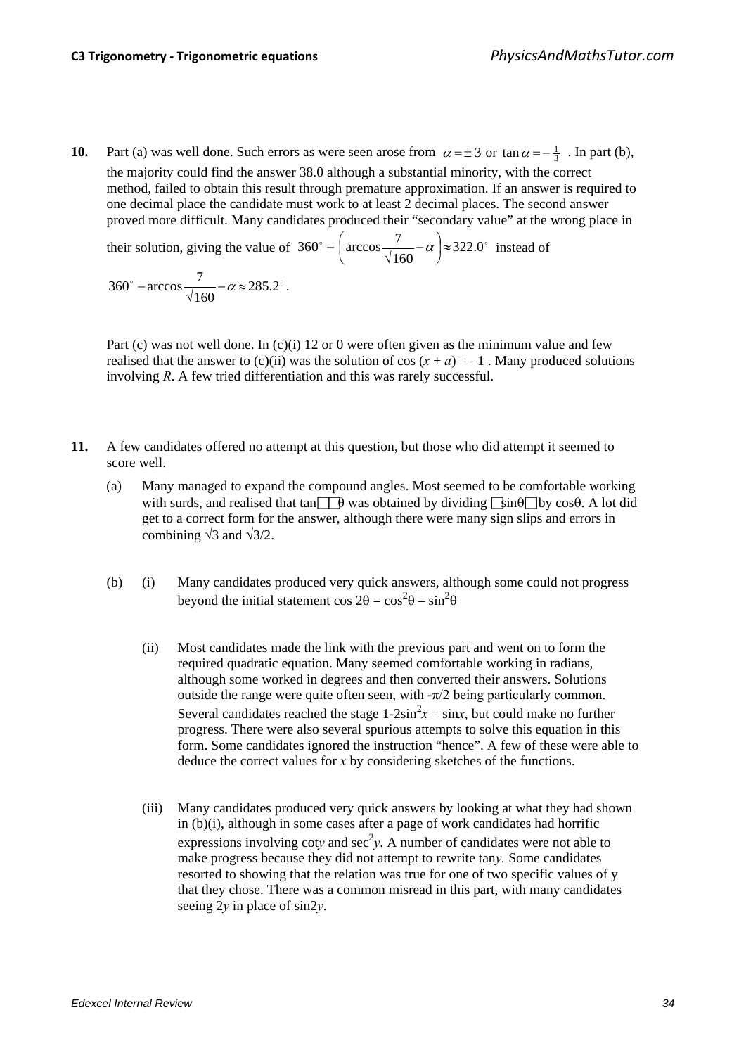**10.** Part (a) was well done. Such errors as were seen arose from $\alpha = \pm 3$ or $\tan\alpha = -\frac{1}{3}$ . In part (b), the majority could find the answer 38.0 although a substantial minority, with the correct method, failed to obtain this result through premature approximation. If an answer is required to one decimal place the candidate must work to at least 2 decimal places. The second answer proved more difficult. Many candidates produced their "secondary value" at the wrong place in their solution, giving the value of $360^\circ - \left(\arccos\frac{7}{\sqrt{160}} - \alpha\right) \approx 322.0^\circ$ instead of

$360^\circ - \arccos\frac{7}{\sqrt{160}} - \alpha \approx 285.2^\circ$.

Part (c) was not well done. In (c)(i) 12 or 0 were often given as the minimum value and few realised that the answer to (c)(ii) was the solution of $\cos(x + a) = -1$ . Many produced solutions involving $R$. A few tried differentiation and this was rarely successful.

**11.** A few candidates offered no attempt at this question, but those who did attempt it seemed to score well.

(a) Many managed to expand the compound angles. Most seemed to be comfortable working with surds, and realised that $\tan\theta$ was obtained by dividing $\sin\theta$ by $\cos\theta$. A lot did get to a correct form for the answer, although there were many sign slips and errors in combining $\sqrt{3}$ and $\sqrt{3}/2$.

(b) (i) Many candidates produced very quick answers, although some could not progress beyond the initial statement $\cos 2\theta = \cos^2\theta - \sin^2\theta$

(ii) Most candidates made the link with the previous part and went on to form the required quadratic equation. Many seemed comfortable working in radians, although some worked in degrees and then converted their answers. Solutions outside the range were quite often seen, with $-\pi/2$ being particularly common. Several candidates reached the stage $1-2\sin^2 x = \sin x$, but could make no further progress. There were also several spurious attempts to solve this equation in this form. Some candidates ignored the instruction "hence". A few of these were able to deduce the correct values for $x$ by considering sketches of the functions.

(iii) Many candidates produced very quick answers by looking at what they had shown in (b)(i), although in some cases after a page of work candidates had horrific expressions involving $\cot y$ and $\sec^2 y$. A number of candidates were not able to make progress because they did not attempt to rewrite $\tan y$. Some candidates resorted to showing that the relation was true for one of two specific values of y that they chose. There was a common misread in this part, with many candidates seeing $2y$ in place of $\sin 2y$.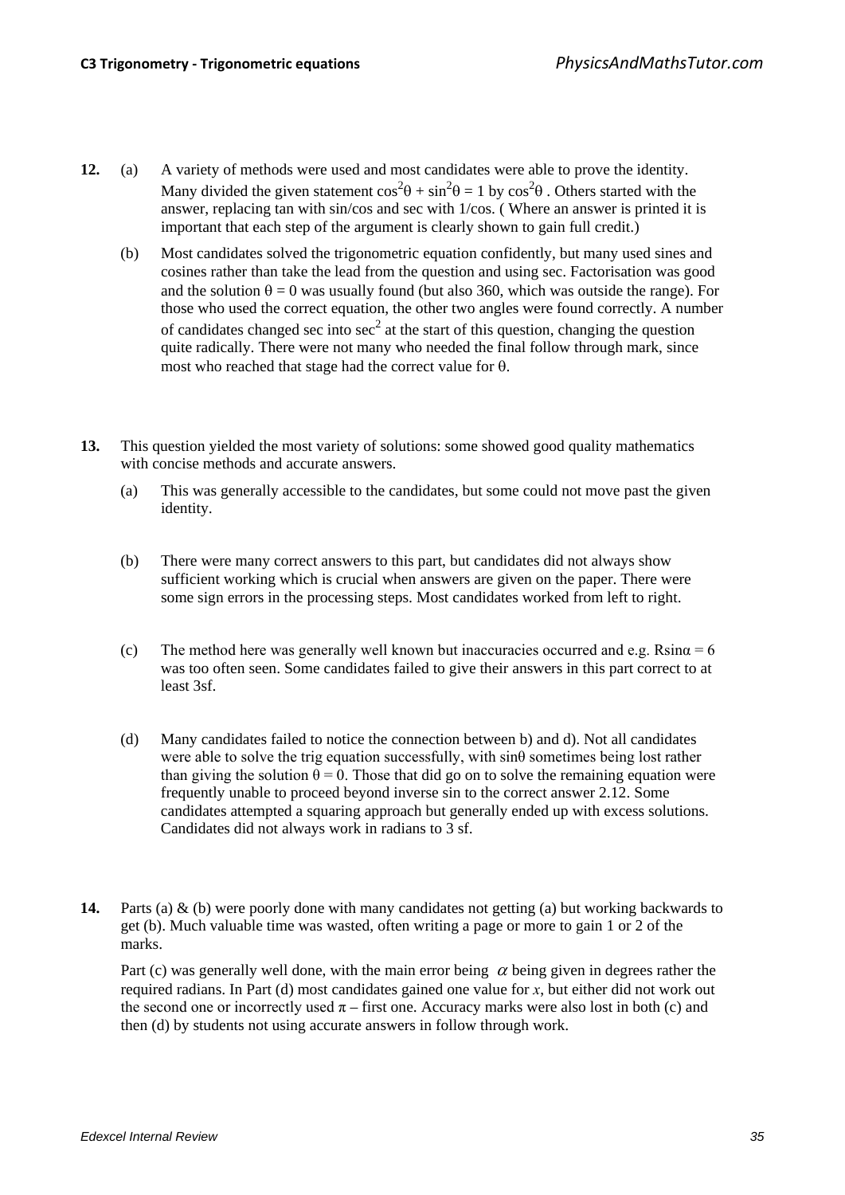**12.** (a) A variety of methods were used and most candidates were able to prove the identity. Many divided the given statement $\cos^2\theta + \sin^2\theta = 1$ by $\cos^2\theta$ . Others started with the answer, replacing tan with sin/cos and sec with 1/cos. ( Where an answer is printed it is important that each step of the argument is clearly shown to gain full credit.)

(b) Most candidates solved the trigonometric equation confidently, but many used sines and cosines rather than take the lead from the question and using sec. Factorisation was good and the solution $\theta = 0$ was usually found (but also 360, which was outside the range). For those who used the correct equation, the other two angles were found correctly. A number of candidates changed sec into $\sec^2$ at the start of this question, changing the question quite radically. There were not many who needed the final follow through mark, since most who reached that stage had the correct value for $\theta$.

**13.** This question yielded the most variety of solutions: some showed good quality mathematics with concise methods and accurate answers.

(a) This was generally accessible to the candidates, but some could not move past the given identity.

(b) There were many correct answers to this part, but candidates did not always show sufficient working which is crucial when answers are given on the paper. There were some sign errors in the processing steps. Most candidates worked from left to right.

(c) The method here was generally well known but inaccuracies occurred and e.g. $R\sin\alpha = 6$ was too often seen. Some candidates failed to give their answers in this part correct to at least 3sf.

(d) Many candidates failed to notice the connection between b) and d). Not all candidates were able to solve the trig equation successfully, with $\sin\theta$ sometimes being lost rather than giving the solution $\theta = 0$. Those that did go on to solve the remaining equation were frequently unable to proceed beyond inverse sin to the correct answer 2.12. Some candidates attempted a squaring approach but generally ended up with excess solutions. Candidates did not always work in radians to 3 sf.

**14.** Parts (a) & (b) were poorly done with many candidates not getting (a) but working backwards to get (b). Much valuable time was wasted, often writing a page or more to gain 1 or 2 of the marks.

Part (c) was generally well done, with the main error being $\alpha$ being given in degrees rather the required radians. In Part (d) most candidates gained one value for $x$, but either did not work out the second one or incorrectly used $\pi$ – first one. Accuracy marks were also lost in both (c) and then (d) by students not using accurate answers in follow through work.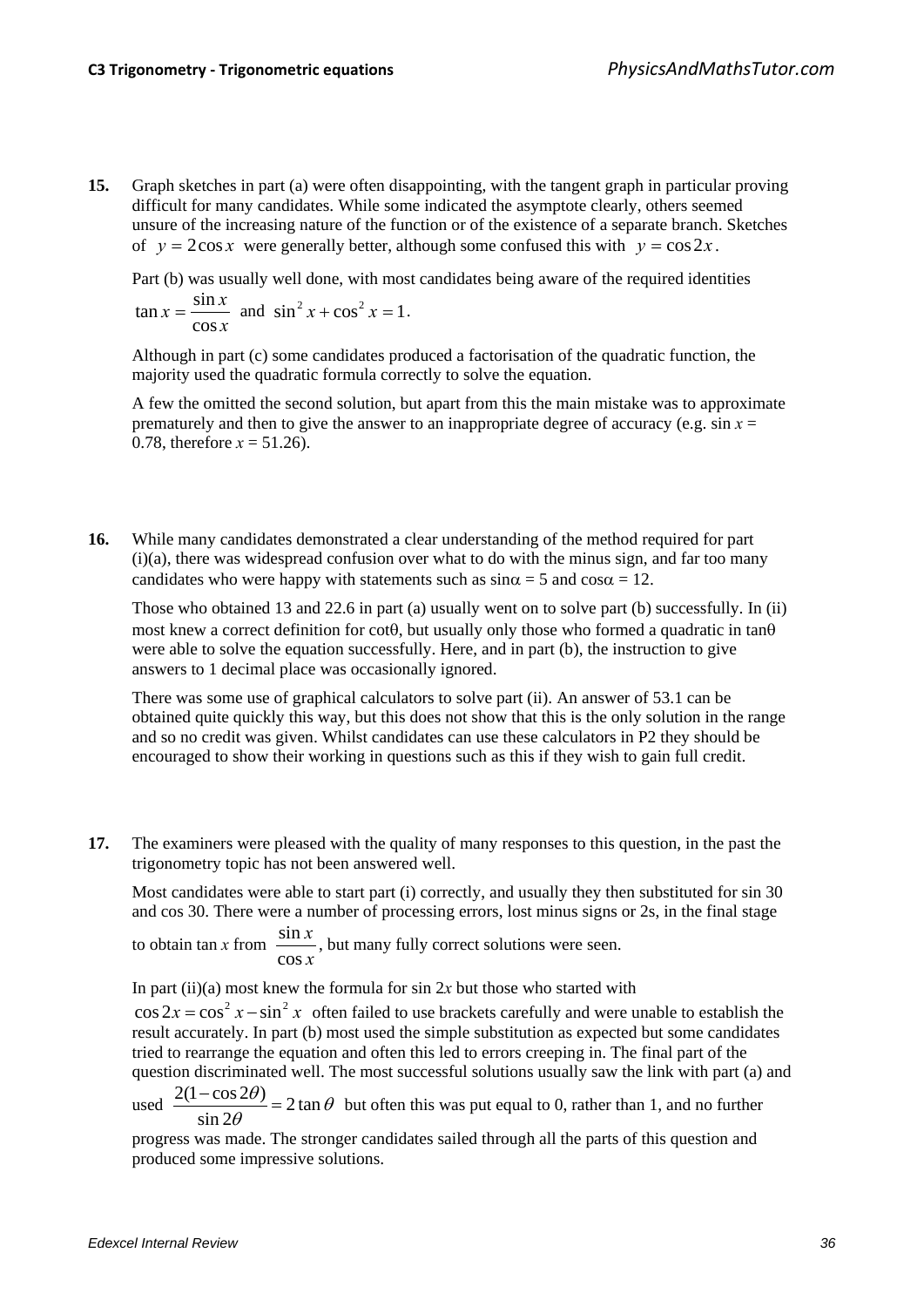**15.** Graph sketches in part (a) were often disappointing, with the tangent graph in particular proving difficult for many candidates. While some indicated the asymptote clearly, others seemed unsure of the increasing nature of the function or of the existence of a separate branch. Sketches of $y = 2\cos x$ were generally better, although some confused this with $y = \cos 2x$.

Part (b) was usually well done, with most candidates being aware of the required identities $\tan x = \dfrac{\sin x}{\cos x}$ and $\sin^2 x + \cos^2 x = 1$.

Although in part (c) some candidates produced a factorisation of the quadratic function, the majority used the quadratic formula correctly to solve the equation.

A few the omitted the second solution, but apart from this the main mistake was to approximate prematurely and then to give the answer to an inappropriate degree of accuracy (e.g. $\sin x = 0.78$, therefore $x = 51.26$).

**16.** While many candidates demonstrated a clear understanding of the method required for part (i)(a), there was widespread confusion over what to do with the minus sign, and far too many candidates who were happy with statements such as $\sin\alpha = 5$ and $\cos\alpha = 12$.

Those who obtained 13 and 22.6 in part (a) usually went on to solve part (b) successfully. In (ii) most knew a correct definition for $\cot\theta$, but usually only those who formed a quadratic in $\tan\theta$ were able to solve the equation successfully. Here, and in part (b), the instruction to give answers to 1 decimal place was occasionally ignored.

There was some use of graphical calculators to solve part (ii). An answer of 53.1 can be obtained quite quickly this way, but this does not show that this is the only solution in the range and so no credit was given. Whilst candidates can use these calculators in P2 they should be encouraged to show their working in questions such as this if they wish to gain full credit.

**17.** The examiners were pleased with the quality of many responses to this question, in the past the trigonometry topic has not been answered well.

Most candidates were able to start part (i) correctly, and usually they then substituted for sin 30 and cos 30. There were a number of processing errors, lost minus signs or 2s, in the final stage to obtain $\tan x$ from $\dfrac{\sin x}{\cos x}$, but many fully correct solutions were seen.

In part (ii)(a) most knew the formula for $\sin 2x$ but those who started with $\cos 2x = \cos^2 x - \sin^2 x$ often failed to use brackets carefully and were unable to establish the result accurately. In part (b) most used the simple substitution as expected but some candidates tried to rearrange the equation and often this led to errors creeping in. The final part of the question discriminated well. The most successful solutions usually saw the link with part (a) and used $\dfrac{2(1-\cos 2\theta)}{\sin 2\theta} = 2\tan\theta$ but often this was put equal to 0, rather than 1, and no further progress was made. The stronger candidates sailed through all the parts of this question and produced some impressive solutions.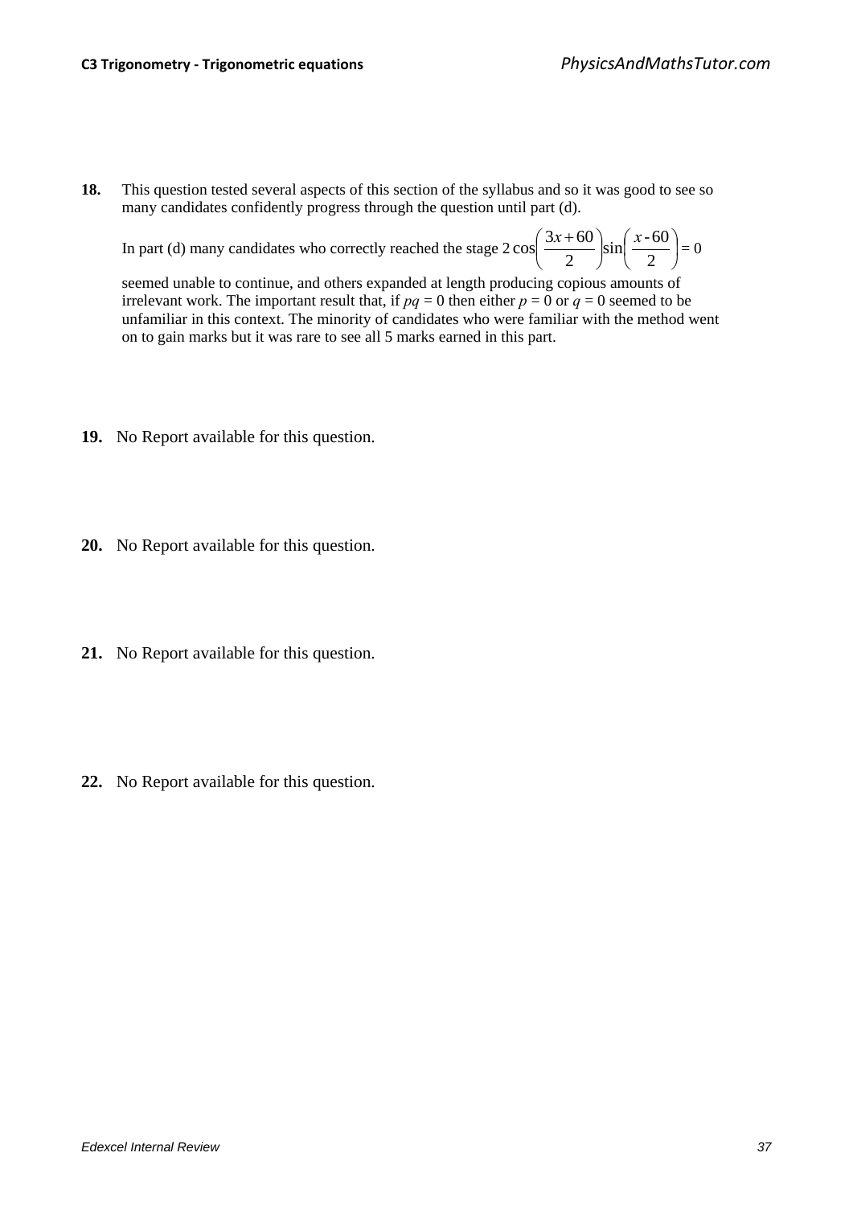**18.** This question tested several aspects of this section of the syllabus and so it was good to see so many candidates confidently progress through the question until part (d).

In part (d) many candidates who correctly reached the stage $2\cos\left(\dfrac{3x+60}{2}\right)\sin\left(\dfrac{x-60}{2}\right)=0$ seemed unable to continue, and others expanded at length producing copious amounts of irrelevant work. The important result that, if $pq = 0$ then either $p = 0$ or $q = 0$ seemed to be unfamiliar in this context. The minority of candidates who were familiar with the method went on to gain marks but it was rare to see all 5 marks earned in this part.

**19.** No Report available for this question.

**20.** No Report available for this question.

**21.** No Report available for this question.

**22.** No Report available for this question.